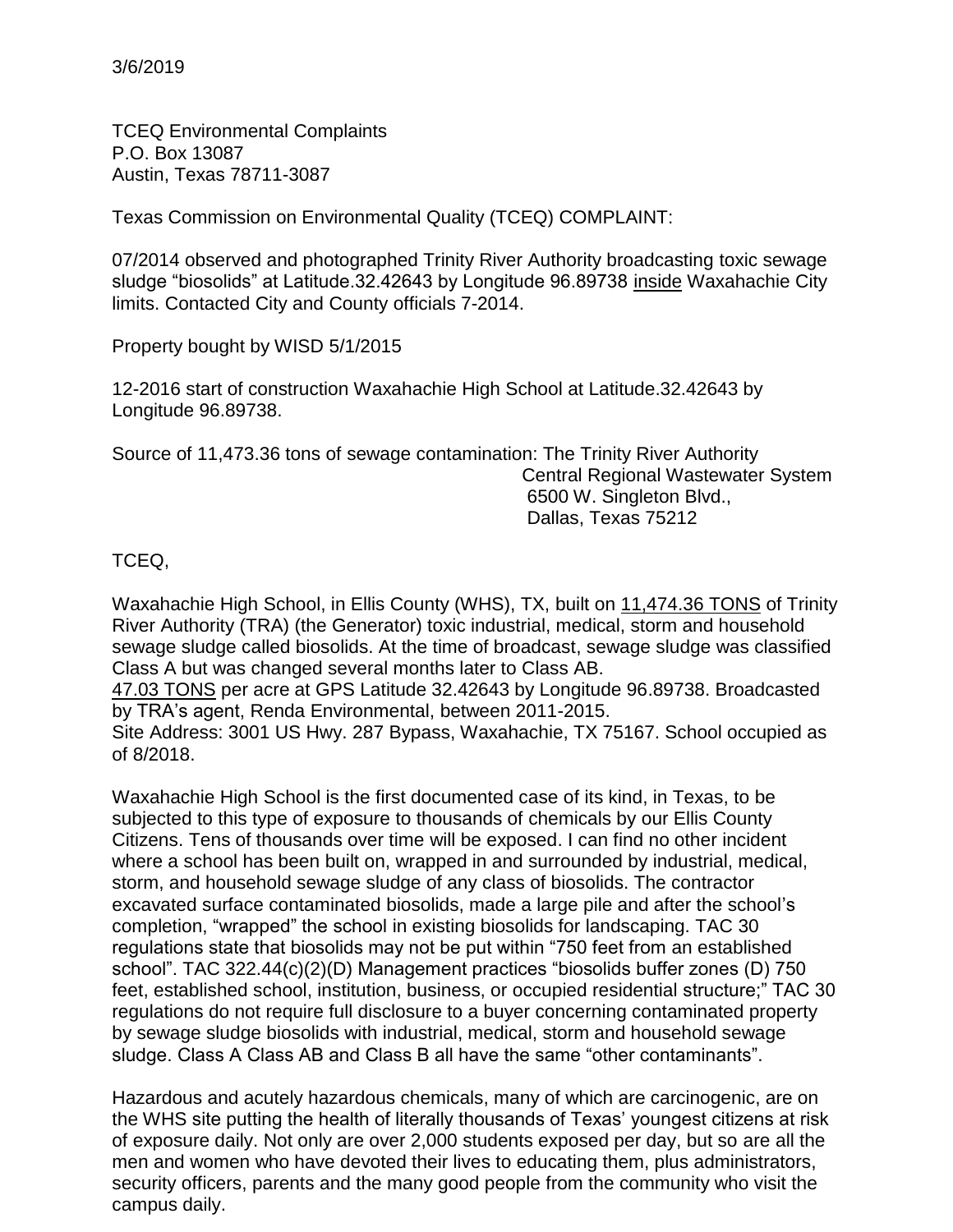3/6/2019

TCEQ Environmental Complaints
P.O. Box 13087
Austin, Texas 78711-3087

Texas Commission on Environmental Quality (TCEQ) COMPLAINT:

07/2014 observed and photographed Trinity River Authority broadcasting toxic sewage sludge "biosolids" at Latitude.32.42643 by Longitude 96.89738 <u>inside</u> Waxahachie City limits. Contacted City and County officials 7-2014.

Property bought by WISD 5/1/2015

12-2016 start of construction Waxahachie High School at Latitude.32.42643 by Longitude 96.89738.

Source of 11,473.36 tons of sewage contamination: The Trinity River Authority
Central Regional Wastewater System
6500 W. Singleton Blvd.,
Dallas, Texas 75212

TCEQ,

Waxahachie High School, in Ellis County (WHS), TX, built on <u>11,474.36 TONS</u> of Trinity River Authority (TRA) (the Generator) toxic industrial, medical, storm and household sewage sludge called biosolids. At the time of broadcast, sewage sludge was classified Class A but was changed several months later to Class AB.
<u>47.03 TONS</u> per acre at GPS Latitude 32.42643 by Longitude 96.89738. Broadcasted by TRA's agent, Renda Environmental, between 2011-2015.
Site Address: 3001 US Hwy. 287 Bypass, Waxahachie, TX 75167. School occupied as of 8/2018.

Waxahachie High School is the first documented case of its kind, in Texas, to be subjected to this type of exposure to thousands of chemicals by our Ellis County Citizens. Tens of thousands over time will be exposed. I can find no other incident where a school has been built on, wrapped in and surrounded by industrial, medical, storm, and household sewage sludge of any class of biosolids. The contractor excavated surface contaminated biosolids, made a large pile and after the school's completion, "wrapped" the school in existing biosolids for landscaping. TAC 30 regulations state that biosolids may not be put within "750 feet from an established school". TAC 322.44(c)(2)(D) Management practices "biosolids buffer zones (D) 750 feet, established school, institution, business, or occupied residential structure;" TAC 30 regulations do not require full disclosure to a buyer concerning contaminated property by sewage sludge biosolids with industrial, medical, storm and household sewage sludge. Class A Class AB and Class B all have the same "other contaminants".

Hazardous and acutely hazardous chemicals, many of which are carcinogenic, are on the WHS site putting the health of literally thousands of Texas' youngest citizens at risk of exposure daily. Not only are over 2,000 students exposed per day, but so are all the men and women who have devoted their lives to educating them, plus administrators, security officers, parents and the many good people from the community who visit the campus daily.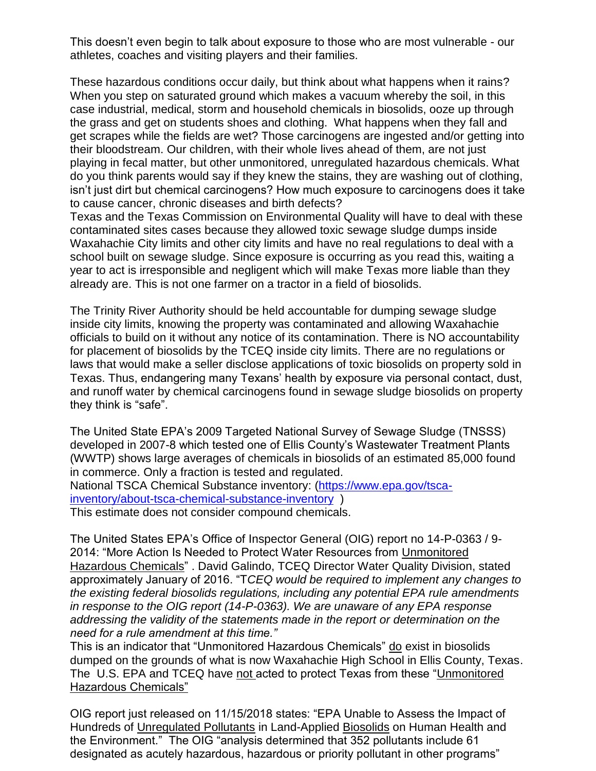This doesn't even begin to talk about exposure to those who are most vulnerable - our athletes, coaches and visiting players and their families.

These hazardous conditions occur daily, but think about what happens when it rains? When you step on saturated ground which makes a vacuum whereby the soil, in this case industrial, medical, storm and household chemicals in biosolids, ooze up through the grass and get on students shoes and clothing. What happens when they fall and get scrapes while the fields are wet? Those carcinogens are ingested and/or getting into their bloodstream. Our children, with their whole lives ahead of them, are not just playing in fecal matter, but other unmonitored, unregulated hazardous chemicals. What do you think parents would say if they knew the stains, they are washing out of clothing, isn't just dirt but chemical carcinogens? How much exposure to carcinogens does it take to cause cancer, chronic diseases and birth defects?

Texas and the Texas Commission on Environmental Quality will have to deal with these contaminated sites cases because they allowed toxic sewage sludge dumps inside Waxahachie City limits and other city limits and have no real regulations to deal with a school built on sewage sludge. Since exposure is occurring as you read this, waiting a year to act is irresponsible and negligent which will make Texas more liable than they already are. This is not one farmer on a tractor in a field of biosolids.

The Trinity River Authority should be held accountable for dumping sewage sludge inside city limits, knowing the property was contaminated and allowing Waxahachie officials to build on it without any notice of its contamination. There is NO accountability for placement of biosolids by the TCEQ inside city limits. There are no regulations or laws that would make a seller disclose applications of toxic biosolids on property sold in Texas. Thus, endangering many Texans' health by exposure via personal contact, dust, and runoff water by chemical carcinogens found in sewage sludge biosolids on property they think is "safe".

The United State EPA's 2009 Targeted National Survey of Sewage Sludge (TNSSS) developed in 2007-8 which tested one of Ellis County's Wastewater Treatment Plants (WWTP) shows large averages of chemicals in biosolids of an estimated 85,000 found in commerce. Only a fraction is tested and regulated.

National TSCA Chemical Substance inventory: (https://www.epa.gov/tsca-inventory/about-tsca-chemical-substance-inventory )

This estimate does not consider compound chemicals.

The United States EPA's Office of Inspector General (OIG) report no 14-P-0363 / 9-2014: "More Action Is Needed to Protect Water Resources from Unmonitored Hazardous Chemicals" . David Galindo, TCEQ Director Water Quality Division, stated approximately January of 2016. "*TCEQ would be required to implement any changes to the existing federal biosolids regulations, including any potential EPA rule amendments in response to the OIG report (14-P-0363). We are unaware of any EPA response addressing the validity of the statements made in the report or determination on the need for a rule amendment at this time."*

This is an indicator that "Unmonitored Hazardous Chemicals" do exist in biosolids dumped on the grounds of what is now Waxahachie High School in Ellis County, Texas. The U.S. EPA and TCEQ have not acted to protect Texas from these "Unmonitored Hazardous Chemicals"

OIG report just released on 11/15/2018 states: "EPA Unable to Assess the Impact of Hundreds of Unregulated Pollutants in Land-Applied Biosolids on Human Health and the Environment." The OIG "analysis determined that 352 pollutants include 61 designated as acutely hazardous, hazardous or priority pollutant in other programs"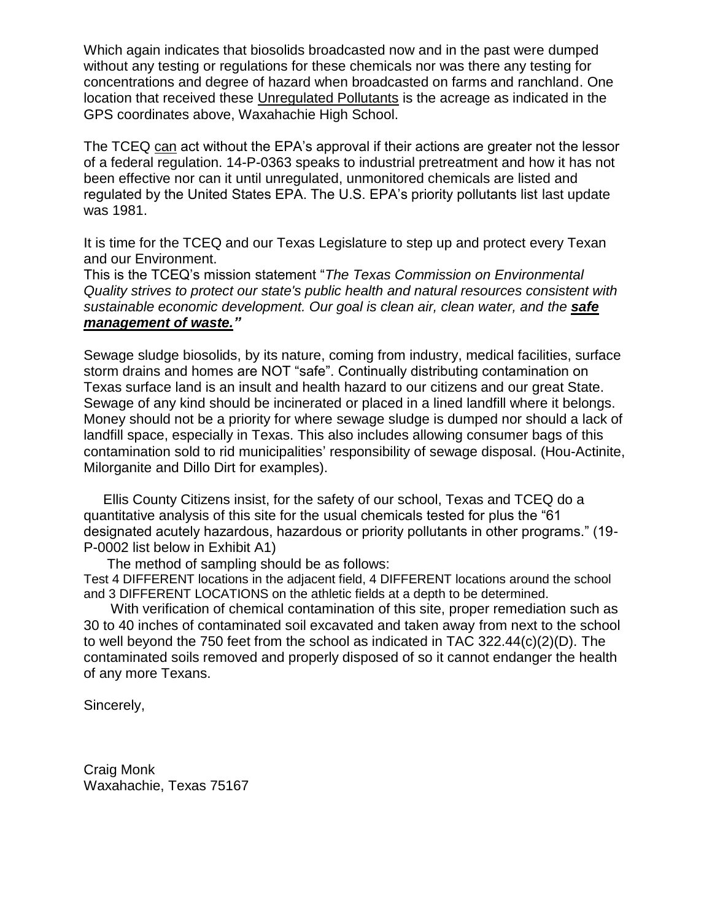Which again indicates that biosolids broadcasted now and in the past were dumped without any testing or regulations for these chemicals nor was there any testing for concentrations and degree of hazard when broadcasted on farms and ranchland. One location that received these Unregulated Pollutants is the acreage as indicated in the GPS coordinates above, Waxahachie High School.

The TCEQ can act without the EPA's approval if their actions are greater not the lessor of a federal regulation. 14-P-0363 speaks to industrial pretreatment and how it has not been effective nor can it until unregulated, unmonitored chemicals are listed and regulated by the United States EPA. The U.S. EPA's priority pollutants list last update was 1981.

It is time for the TCEQ and our Texas Legislature to step up and protect every Texan and our Environment.

This is the TCEQ's mission statement "*The Texas Commission on Environmental Quality strives to protect our state's public health and natural resources consistent with sustainable economic development. Our goal is clean air, clean water, and the **safe management of waste.**"*

Sewage sludge biosolids, by its nature, coming from industry, medical facilities, surface storm drains and homes are NOT "safe". Continually distributing contamination on Texas surface land is an insult and health hazard to our citizens and our great State. Sewage of any kind should be incinerated or placed in a lined landfill where it belongs. Money should not be a priority for where sewage sludge is dumped nor should a lack of landfill space, especially in Texas. This also includes allowing consumer bags of this contamination sold to rid municipalities' responsibility of sewage disposal. (Hou-Actinite, Milorganite and Dillo Dirt for examples).

Ellis County Citizens insist, for the safety of our school, Texas and TCEQ do a quantitative analysis of this site for the usual chemicals tested for plus the "61 designated acutely hazardous, hazardous or priority pollutants in other programs." (19-P-0002 list below in Exhibit A1)

The method of sampling should be as follows:
Test 4 DIFFERENT locations in the adjacent field, 4 DIFFERENT locations around the school and 3 DIFFERENT LOCATIONS on the athletic fields at a depth to be determined.

With verification of chemical contamination of this site, proper remediation such as 30 to 40 inches of contaminated soil excavated and taken away from next to the school to well beyond the 750 feet from the school as indicated in TAC 322.44(c)(2)(D). The contaminated soils removed and properly disposed of so it cannot endanger the health of any more Texans.

Sincerely,

Craig Monk
Waxahachie, Texas 75167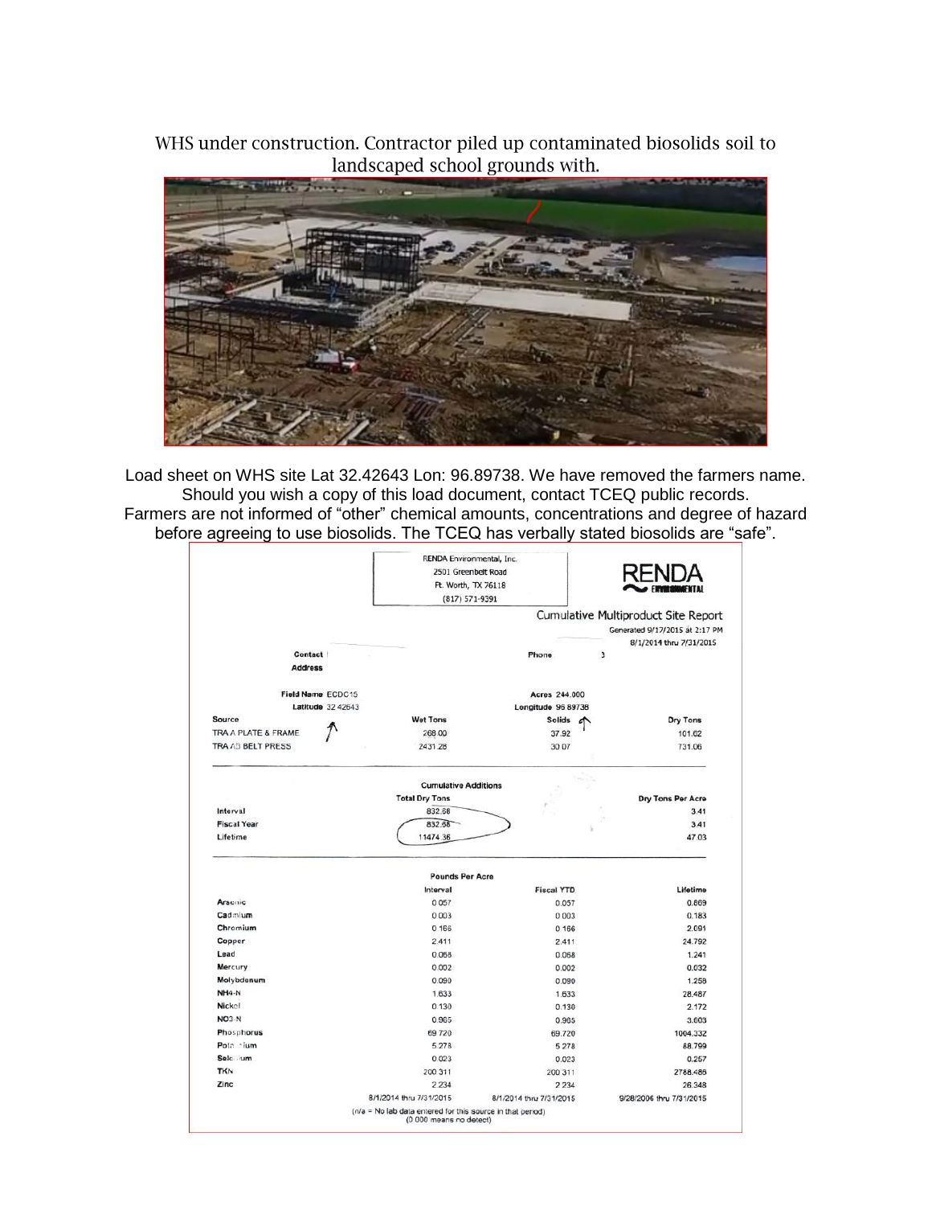WHS under construction. Contractor piled up contaminated biosolids soil to landscaped school grounds with.

Load sheet on WHS site Lat 32.42643 Lon: 96.89738. We have removed the farmers name. Should you wish a copy of this load document, contact TCEQ public records. Farmers are not informed of "other" chemical amounts, concentrations and degree of hazard before agreeing to use biosolids. The TCEQ has verbally stated biosolids are "safe".

RENDA Environmental, Inc.
2501 Greenbelt Road
Ft. Worth, TX 76118
(817) 571-9391

RENDA ENVIRONMENTAL

Cumulative Multiproduct Site Report
Generated 9/17/2015 at 2:17 PM
8/1/2014 thru 7/31/2015

**Contact**

**Address**

**Phone** 3

**Field Name** ECDC15 **Acres** 244.000
**Latitude** 32.42643 **Longitude** 96.89738

| Source | Wet Tons | Solids | Dry Tons |
|---|---|---|---|
| TRA A PLATE & FRAME | 268.00 | 37.92 | 101.62 |
| TRA A3 BELT PRESS | 2431.28 | 30.07 | 731.06 |

**Cumulative Additions**

| | Total Dry Tons | Dry Tons Per Acre |
|---|---|---|
| Interval | 832.68 | 3.41 |
| Fiscal Year | 832.68 | 3.41 |
| Lifetime | 11474.36 | 47.03 |

**Pounds Per Acre**

| | Interval | Fiscal YTD | Lifetime |
|---|---|---|---|
| Arsenic | 0.057 | 0.057 | 0.869 |
| Cadmium | 0.003 | 0.003 | 0.183 |
| Chromium | 0.166 | 0.166 | 2.091 |
| Copper | 2.411 | 2.411 | 24.792 |
| Lead | 0.068 | 0.068 | 1.241 |
| Mercury | 0.002 | 0.002 | 0.032 |
| Molybdenum | 0.090 | 0.090 | 1.258 |
| NH4-N | 1.633 | 1.633 | 28.487 |
| Nickel | 0.130 | 0.130 | 2.172 |
| NO3-N | 0.965 | 0.965 | 3.603 |
| Phosphorus | 69.720 | 69.720 | 1004.332 |
| Potassium | 5.278 | 5.278 | 88.799 |
| Selenium | 0.023 | 0.023 | 0.257 |
| TKN | 200.311 | 200.311 | 2788.486 |
| Zinc | 2.234 | 2.234 | 26.348 |
| | 8/1/2014 thru 7/31/2015 | 8/1/2014 thru 7/31/2015 | 9/28/2006 thru 7/31/2015 |

(n/a = No lab data entered for this source in that period)
(0.000 means no detect)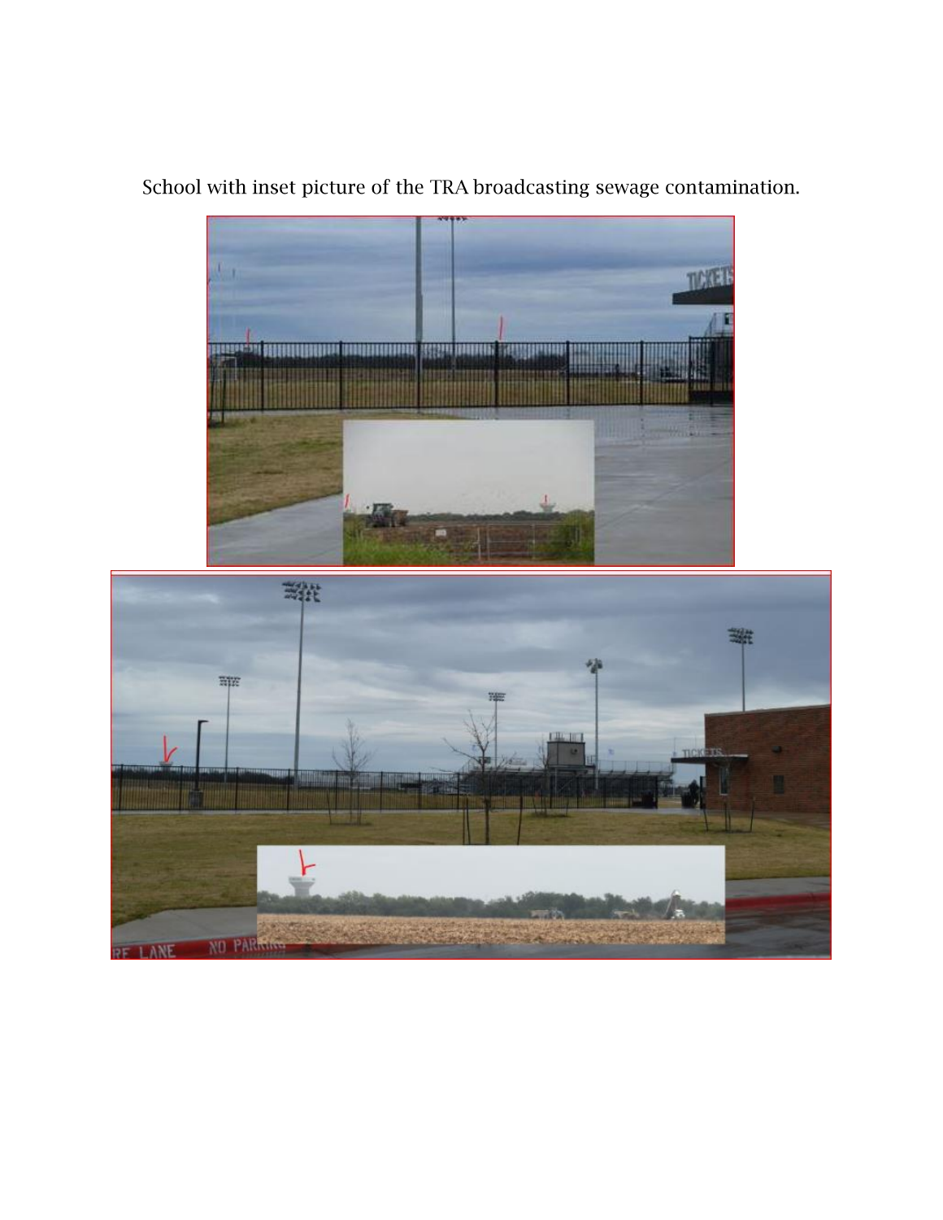School with inset picture of the TRA broadcasting sewage contamination.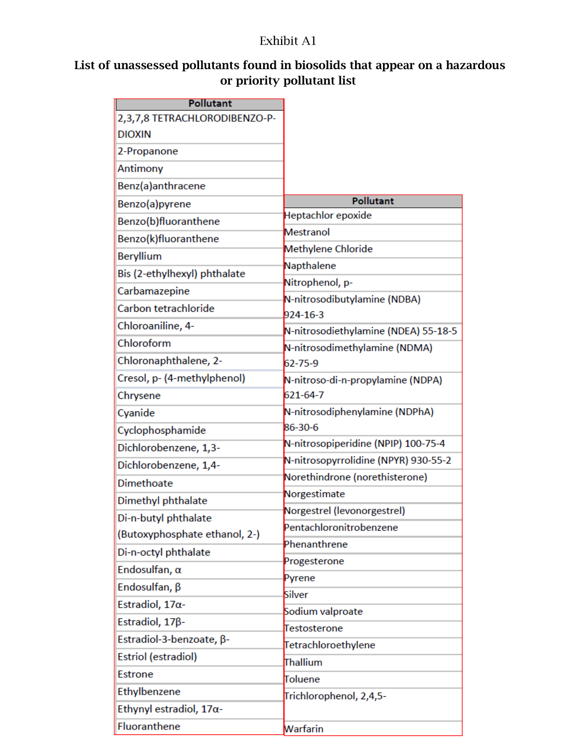Exhibit A1

## List of unassessed pollutants found in biosolids that appear on a hazardous or priority pollutant list

| Pollutant |
|---|
| 2,3,7,8 TETRACHLORODIBENZO-P-DIOXIN |
| 2-Propanone |
| Antimony |
| Benz(a)anthracene |
| Benzo(a)pyrene |
| Benzo(b)fluoranthene |
| Benzo(k)fluoranthene |
| Beryllium |
| Bis (2-ethylhexyl) phthalate |
| Carbamazepine |
| Carbon tetrachloride |
| Chloroaniline, 4- |
| Chloroform |
| Chloronaphthalene, 2- |
| Cresol, p- (4-methylphenol) |
| Chrysene |
| Cyanide |
| Cyclophosphamide |
| Dichlorobenzene, 1,3- |
| Dichlorobenzene, 1,4- |
| Dimethoate |
| Dimethyl phthalate |
| Di-n-butyl phthalate (Butoxyphosphate ethanol, 2-) |
| Di-n-octyl phthalate |
| Endosulfan, α |
| Endosulfan, β |
| Estradiol, 17α- |
| Estradiol, 17β- |
| Estradiol-3-benzoate, β- |
| Estriol (estradiol) |
| Estrone |
| Ethylbenzene |
| Ethynyl estradiol, 17α- |
| Fluoranthene |

| Pollutant |
|---|
| Heptachlor epoxide |
| Mestranol |
| Methylene Chloride |
| Napthalene |
| Nitrophenol, p- |
| N-nitrosodibutylamine (NDBA) 924-16-3 |
| N-nitrosodiethylamine (NDEA) 55-18-5 |
| N-nitrosodimethylamine (NDMA) 62-75-9 |
| N-nitroso-di-n-propylamine (NDPA) 621-64-7 |
| N-nitrosodiphenylamine (NDPhA) 86-30-6 |
| N-nitrosopiperidine (NPIP) 100-75-4 |
| N-nitrosopyrrolidine (NPYR) 930-55-2 |
| Norethindrone (norethisterone) |
| Norgestimate |
| Norgestrel (levonorgestrel) |
| Pentachloronitrobenzene |
| Phenanthrene |
| Progesterone |
| Pyrene |
| Silver |
| Sodium valproate |
| Testosterone |
| Tetrachloroethylene |
| Thallium |
| Toluene |
| Trichlorophenol, 2,4,5- |
| Warfarin |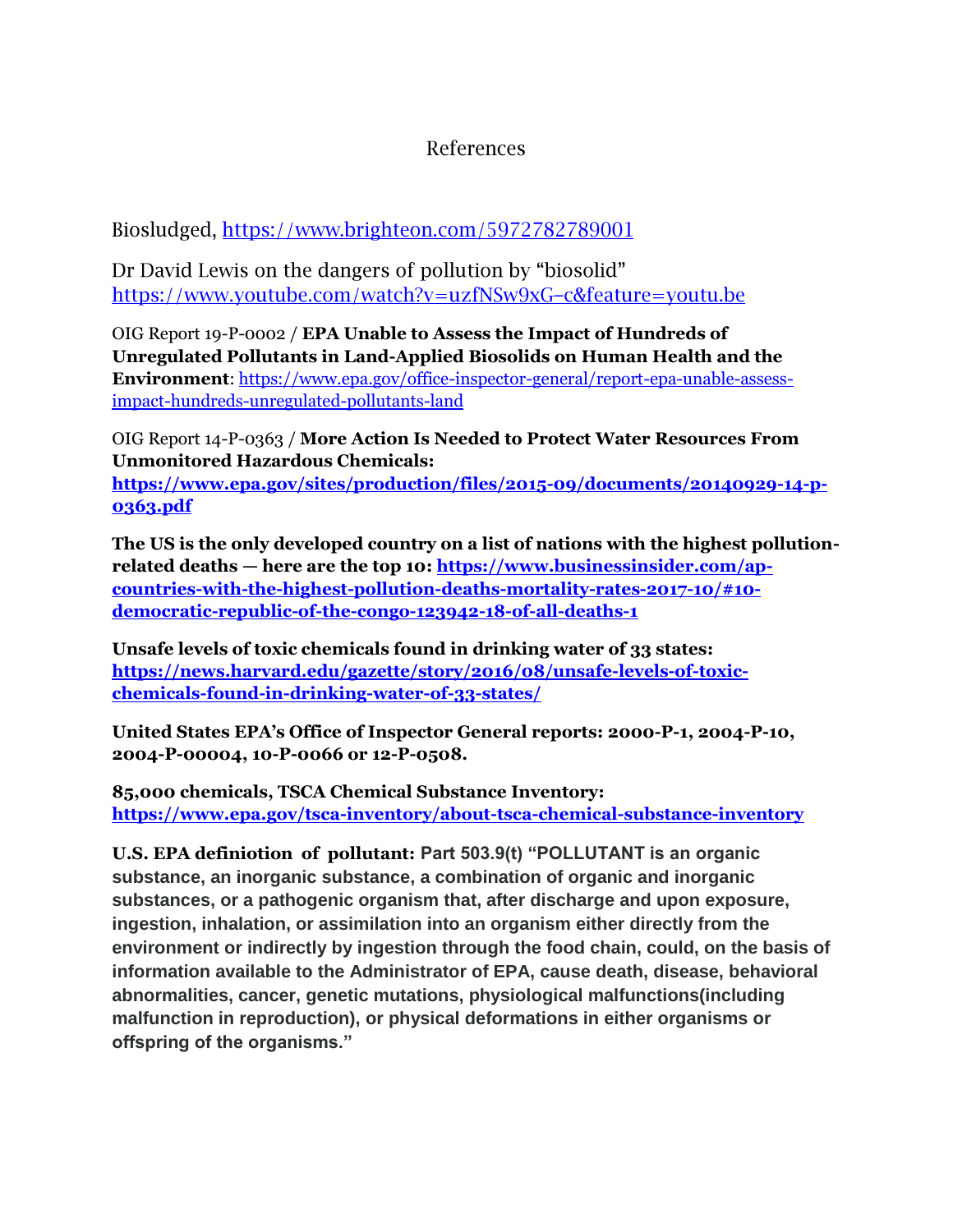# References

Biosludged, https://www.brighteon.com/5972782789001

Dr David Lewis on the dangers of pollution by "biosolid" https://www.youtube.com/watch?v=uzfNSw9xG–c&feature=youtu.be

OIG Report 19-P-0002 / **EPA Unable to Assess the Impact of Hundreds of Unregulated Pollutants in Land-Applied Biosolids on Human Health and the Environment**: https://www.epa.gov/office-inspector-general/report-epa-unable-assess-impact-hundreds-unregulated-pollutants-land

OIG Report 14-P-0363 / **More Action Is Needed to Protect Water Resources From Unmonitored Hazardous Chemicals:** **https://www.epa.gov/sites/production/files/2015-09/documents/20140929-14-p-0363.pdf**

**The US is the only developed country on a list of nations with the highest pollution-related deaths — here are the top 10: https://www.businessinsider.com/ap-countries-with-the-highest-pollution-deaths-mortality-rates-2017-10/#10-democratic-republic-of-the-congo-123942-18-of-all-deaths-1**

**Unsafe levels of toxic chemicals found in drinking water of 33 states: https://news.harvard.edu/gazette/story/2016/08/unsafe-levels-of-toxic-chemicals-found-in-drinking-water-of-33-states/**

**United States EPA's Office of Inspector General reports: 2000-P-1, 2004-P-10, 2004-P-00004, 10-P-0066 or 12-P-0508.**

**85,000 chemicals, TSCA Chemical Substance Inventory: https://www.epa.gov/tsca-inventory/about-tsca-chemical-substance-inventory**

**U.S. EPA definiotion of pollutant: Part 503.9(t) "POLLUTANT is an organic substance, an inorganic substance, a combination of organic and inorganic substances, or a pathogenic organism that, after discharge and upon exposure, ingestion, inhalation, or assimilation into an organism either directly from the environment or indirectly by ingestion through the food chain, could, on the basis of information available to the Administrator of EPA, cause death, disease, behavioral abnormalities, cancer, genetic mutations, physiological malfunctions(including malfunction in reproduction), or physical deformations in either organisms or offspring of the organisms."**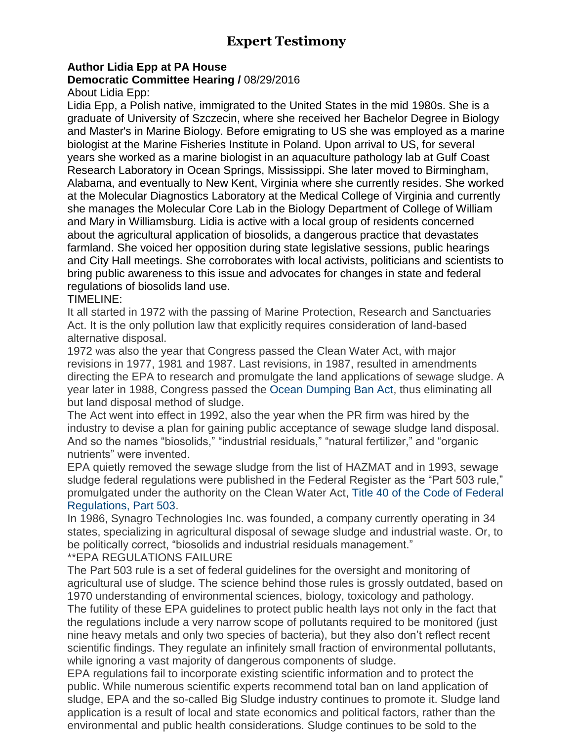# Expert Testimony

**Author Lidia Epp at PA House**
**Democratic Committee Hearing /** 08/29/2016

About Lidia Epp:

Lidia Epp, a Polish native, immigrated to the United States in the mid 1980s. She is a graduate of University of Szczecin, where she received her Bachelor Degree in Biology and Master's in Marine Biology. Before emigrating to US she was employed as a marine biologist at the Marine Fisheries Institute in Poland. Upon arrival to US, for several years she worked as a marine biologist in an aquaculture pathology lab at Gulf Coast Research Laboratory in Ocean Springs, Mississippi. She later moved to Birmingham, Alabama, and eventually to New Kent, Virginia where she currently resides. She worked at the Molecular Diagnostics Laboratory at the Medical College of Virginia and currently she manages the Molecular Core Lab in the Biology Department of College of William and Mary in Williamsburg. Lidia is active with a local group of residents concerned about the agricultural application of biosolids, a dangerous practice that devastates farmland. She voiced her opposition during state legislative sessions, public hearings and City Hall meetings. She corroborates with local activists, politicians and scientists to bring public awareness to this issue and advocates for changes in state and federal regulations of biosolids land use.

TIMELINE:

It all started in 1972 with the passing of Marine Protection, Research and Sanctuaries Act. It is the only pollution law that explicitly requires consideration of land-based alternative disposal.

1972 was also the year that Congress passed the Clean Water Act, with major revisions in 1977, 1981 and 1987. Last revisions, in 1987, resulted in amendments directing the EPA to research and promulgate the land applications of sewage sludge. A year later in 1988, Congress passed the Ocean Dumping Ban Act, thus eliminating all but land disposal method of sludge.

The Act went into effect in 1992, also the year when the PR firm was hired by the industry to devise a plan for gaining public acceptance of sewage sludge land disposal. And so the names "biosolids," "industrial residuals," "natural fertilizer," and "organic nutrients" were invented.

EPA quietly removed the sewage sludge from the list of HAZMAT and in 1993, sewage sludge federal regulations were published in the Federal Register as the "Part 503 rule," promulgated under the authority on the Clean Water Act, Title 40 of the Code of Federal Regulations, Part 503.

In 1986, Synagro Technologies Inc. was founded, a company currently operating in 34 states, specializing in agricultural disposal of sewage sludge and industrial waste. Or, to be politically correct, "biosolids and industrial residuals management."

**EPA REGULATIONS FAILURE

The Part 503 rule is a set of federal guidelines for the oversight and monitoring of agricultural use of sludge. The science behind those rules is grossly outdated, based on 1970 understanding of environmental sciences, biology, toxicology and pathology.

The futility of these EPA guidelines to protect public health lays not only in the fact that the regulations include a very narrow scope of pollutants required to be monitored (just nine heavy metals and only two species of bacteria), but they also don't reflect recent scientific findings. They regulate an infinitely small fraction of environmental pollutants, while ignoring a vast majority of dangerous components of sludge.

EPA regulations fail to incorporate existing scientific information and to protect the public. While numerous scientific experts recommend total ban on land application of sludge, EPA and the so-called Big Sludge industry continues to promote it. Sludge land application is a result of local and state economics and political factors, rather than the environmental and public health considerations. Sludge continues to be sold to the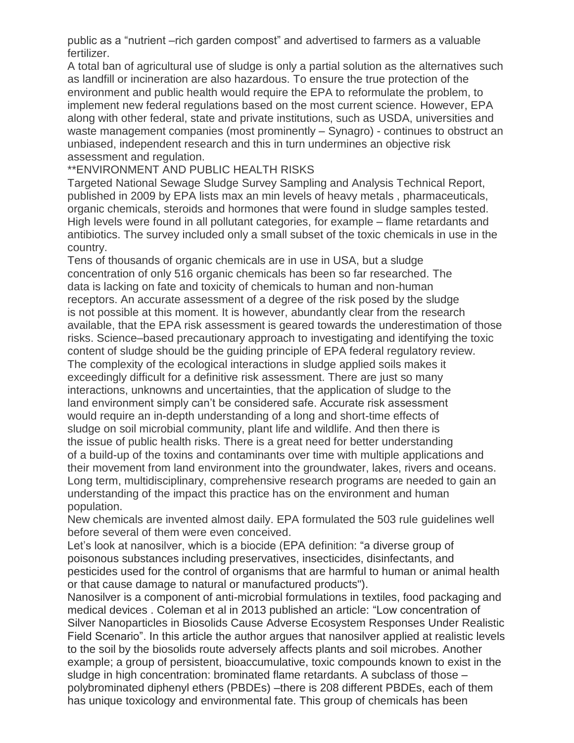public as a “nutrient –rich garden compost” and advertised to farmers as a valuable fertilizer.

A total ban of agricultural use of sludge is only a partial solution as the alternatives such as landfill or incineration are also hazardous. To ensure the true protection of the environment and public health would require the EPA to reformulate the problem, to implement new federal regulations based on the most current science. However, EPA along with other federal, state and private institutions, such as USDA, universities and waste management companies (most prominently – Synagro) - continues to obstruct an unbiased, independent research and this in turn undermines an objective risk assessment and regulation.

**ENVIRONMENT AND PUBLIC HEALTH RISKS

Targeted National Sewage Sludge Survey Sampling and Analysis Technical Report, published in 2009 by EPA lists max an min levels of heavy metals , pharmaceuticals, organic chemicals, steroids and hormones that were found in sludge samples tested. High levels were found in all pollutant categories, for example – flame retardants and antibiotics. The survey included only a small subset of the toxic chemicals in use in the country.

Tens of thousands of organic chemicals are in use in USA, but a sludge concentration of only 516 organic chemicals has been so far researched. The data is lacking on fate and toxicity of chemicals to human and non-human receptors. An accurate assessment of a degree of the risk posed by the sludge is not possible at this moment. It is however, abundantly clear from the research available, that the EPA risk assessment is geared towards the underestimation of those risks. Science–based precautionary approach to investigating and identifying the toxic content of sludge should be the guiding principle of EPA federal regulatory review. The complexity of the ecological interactions in sludge applied soils makes it exceedingly difficult for a definitive risk assessment. There are just so many interactions, unknowns and uncertainties, that the application of sludge to the land environment simply can’t be considered safe. Accurate risk assessment would require an in-depth understanding of a long and short-time effects of sludge on soil microbial community, plant life and wildlife. And then there is the issue of public health risks. There is a great need for better understanding of a build-up of the toxins and contaminants over time with multiple applications and their movement from land environment into the groundwater, lakes, rivers and oceans. Long term, multidisciplinary, comprehensive research programs are needed to gain an understanding of the impact this practice has on the environment and human population.

New chemicals are invented almost daily. EPA formulated the 503 rule guidelines well before several of them were even conceived.

Let’s look at nanosilver, which is a biocide (EPA definition: “a diverse group of poisonous substances including preservatives, insecticides, disinfectants, and pesticides used for the control of organisms that are harmful to human or animal health or that cause damage to natural or manufactured products").

Nanosilver is a component of anti-microbial formulations in textiles, food packaging and medical devices . Coleman et al in 2013 published an article: “Low concentration of Silver Nanoparticles in Biosolids Cause Adverse Ecosystem Responses Under Realistic Field Scenario”. In this article the author argues that nanosilver applied at realistic levels to the soil by the biosolids route adversely affects plants and soil microbes. Another example; a group of persistent, bioaccumulative, toxic compounds known to exist in the sludge in high concentration: brominated flame retardants. A subclass of those – polybrominated diphenyl ethers (PBDEs) –there is 208 different PBDEs, each of them has unique toxicology and environmental fate. This group of chemicals has been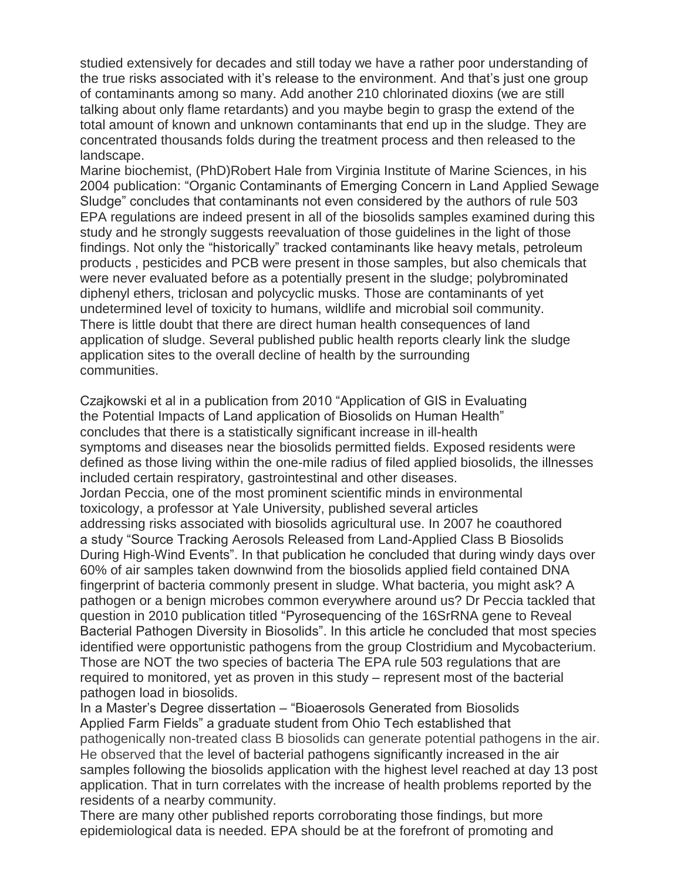studied extensively for decades and still today we have a rather poor understanding of the true risks associated with it's release to the environment. And that's just one group of contaminants among so many. Add another 210 chlorinated dioxins (we are still talking about only flame retardants) and you maybe begin to grasp the extend of the total amount of known and unknown contaminants that end up in the sludge. They are concentrated thousands folds during the treatment process and then released to the landscape.

Marine biochemist, (PhD)Robert Hale from Virginia Institute of Marine Sciences, in his 2004 publication: "Organic Contaminants of Emerging Concern in Land Applied Sewage Sludge" concludes that contaminants not even considered by the authors of rule 503 EPA regulations are indeed present in all of the biosolids samples examined during this study and he strongly suggests reevaluation of those guidelines in the light of those findings. Not only the "historically" tracked contaminants like heavy metals, petroleum products , pesticides and PCB were present in those samples, but also chemicals that were never evaluated before as a potentially present in the sludge; polybrominated diphenyl ethers, triclosan and polycyclic musks. Those are contaminants of yet undetermined level of toxicity to humans, wildlife and microbial soil community.

There is little doubt that there are direct human health consequences of land application of sludge. Several published public health reports clearly link the sludge application sites to the overall decline of health by the surrounding communities.

Czajkowski et al in a publication from 2010 "Application of GIS in Evaluating the Potential Impacts of Land application of Biosolids on Human Health" concludes that there is a statistically significant increase in ill-health symptoms and diseases near the biosolids permitted fields. Exposed residents were defined as those living within the one-mile radius of filed applied biosolids, the illnesses included certain respiratory, gastrointestinal and other diseases.

Jordan Peccia, one of the most prominent scientific minds in environmental toxicology, a professor at Yale University, published several articles addressing risks associated with biosolids agricultural use. In 2007 he coauthored a study "Source Tracking Aerosols Released from Land-Applied Class B Biosolids During High-Wind Events". In that publication he concluded that during windy days over 60% of air samples taken downwind from the biosolids applied field contained DNA fingerprint of bacteria commonly present in sludge. What bacteria, you might ask? A pathogen or a benign microbes common everywhere around us? Dr Peccia tackled that question in 2010 publication titled "Pyrosequencing of the 16SrRNA gene to Reveal Bacterial Pathogen Diversity in Biosolids". In this article he concluded that most species identified were opportunistic pathogens from the group Clostridium and Mycobacterium. Those are NOT the two species of bacteria The EPA rule 503 regulations that are required to monitored, yet as proven in this study – represent most of the bacterial pathogen load in biosolids.

In a Master's Degree dissertation – "Bioaerosols Generated from Biosolids Applied Farm Fields" a graduate student from Ohio Tech established that pathogenically non-treated class B biosolids can generate potential pathogens in the air. He observed that the level of bacterial pathogens significantly increased in the air samples following the biosolids application with the highest level reached at day 13 post application. That in turn correlates with the increase of health problems reported by the residents of a nearby community.

There are many other published reports corroborating those findings, but more epidemiological data is needed. EPA should be at the forefront of promoting and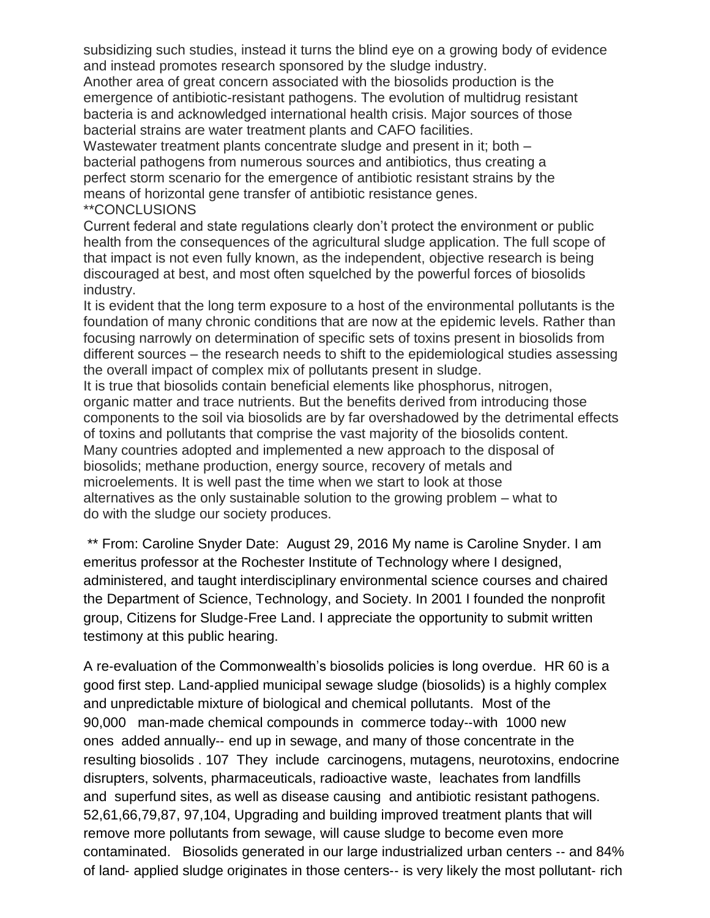subsidizing such studies, instead it turns the blind eye on a growing body of evidence and instead promotes research sponsored by the sludge industry.
Another area of great concern associated with the biosolids production is the emergence of antibiotic-resistant pathogens. The evolution of multidrug resistant bacteria is and acknowledged international health crisis. Major sources of those bacterial strains are water treatment plants and CAFO facilities.
Wastewater treatment plants concentrate sludge and present in it; both – bacterial pathogens from numerous sources and antibiotics, thus creating a perfect storm scenario for the emergence of antibiotic resistant strains by the means of horizontal gene transfer of antibiotic resistance genes.

**CONCLUSIONS

Current federal and state regulations clearly don't protect the environment or public health from the consequences of the agricultural sludge application. The full scope of that impact is not even fully known, as the independent, objective research is being discouraged at best, and most often squelched by the powerful forces of biosolids industry.
It is evident that the long term exposure to a host of the environmental pollutants is the foundation of many chronic conditions that are now at the epidemic levels. Rather than focusing narrowly on determination of specific sets of toxins present in biosolids from different sources – the research needs to shift to the epidemiological studies assessing the overall impact of complex mix of pollutants present in sludge.
It is true that biosolids contain beneficial elements like phosphorus, nitrogen, organic matter and trace nutrients. But the benefits derived from introducing those components to the soil via biosolids are by far overshadowed by the detrimental effects of toxins and pollutants that comprise the vast majority of the biosolids content.
Many countries adopted and implemented a new approach to the disposal of biosolids; methane production, energy source, recovery of metals and microelements. It is well past the time when we start to look at those alternatives as the only sustainable solution to the growing problem – what to do with the sludge our society produces.

** From: Caroline Snyder Date: August 29, 2016 My name is Caroline Snyder. I am emeritus professor at the Rochester Institute of Technology where I designed, administered, and taught interdisciplinary environmental science courses and chaired the Department of Science, Technology, and Society. In 2001 I founded the nonprofit group, Citizens for Sludge-Free Land. I appreciate the opportunity to submit written testimony at this public hearing.

A re-evaluation of the Commonwealth's biosolids policies is long overdue. HR 60 is a good first step. Land-applied municipal sewage sludge (biosolids) is a highly complex and unpredictable mixture of biological and chemical pollutants. Most of the 90,000 man-made chemical compounds in commerce today--with 1000 new ones added annually-- end up in sewage, and many of those concentrate in the resulting biosolids . 107 They include carcinogens, mutagens, neurotoxins, endocrine disrupters, solvents, pharmaceuticals, radioactive waste, leachates from landfills and superfund sites, as well as disease causing and antibiotic resistant pathogens. 52,61,66,79,87, 97,104, Upgrading and building improved treatment plants that will remove more pollutants from sewage, will cause sludge to become even more contaminated. Biosolids generated in our large industrialized urban centers -- and 84% of land- applied sludge originates in those centers-- is very likely the most pollutant- rich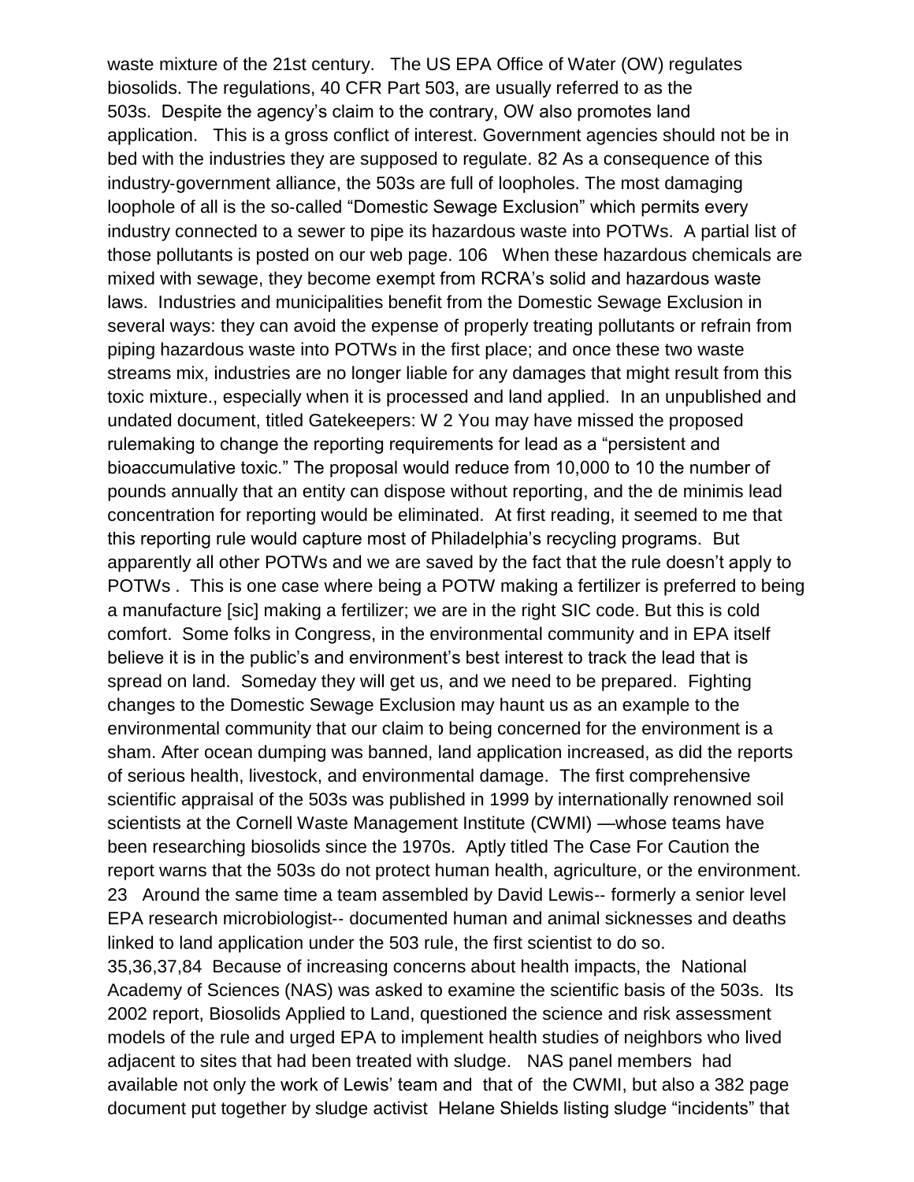waste mixture of the 21st century. The US EPA Office of Water (OW) regulates biosolids. The regulations, 40 CFR Part 503, are usually referred to as the 503s. Despite the agency's claim to the contrary, OW also promotes land application. This is a gross conflict of interest. Government agencies should not be in bed with the industries they are supposed to regulate. 82 As a consequence of this industry-government alliance, the 503s are full of loopholes. The most damaging loophole of all is the so-called "Domestic Sewage Exclusion" which permits every industry connected to a sewer to pipe its hazardous waste into POTWs. A partial list of those pollutants is posted on our web page. 106 When these hazardous chemicals are mixed with sewage, they become exempt from RCRA's solid and hazardous waste laws. Industries and municipalities benefit from the Domestic Sewage Exclusion in several ways: they can avoid the expense of properly treating pollutants or refrain from piping hazardous waste into POTWs in the first place; and once these two waste streams mix, industries are no longer liable for any damages that might result from this toxic mixture., especially when it is processed and land applied. In an unpublished and undated document, titled Gatekeepers: W 2 You may have missed the proposed rulemaking to change the reporting requirements for lead as a "persistent and bioaccumulative toxic." The proposal would reduce from 10,000 to 10 the number of pounds annually that an entity can dispose without reporting, and the de minimis lead concentration for reporting would be eliminated. At first reading, it seemed to me that this reporting rule would capture most of Philadelphia's recycling programs. But apparently all other POTWs and we are saved by the fact that the rule doesn't apply to POTWs . This is one case where being a POTW making a fertilizer is preferred to being a manufacture [sic] making a fertilizer; we are in the right SIC code. But this is cold comfort. Some folks in Congress, in the environmental community and in EPA itself believe it is in the public's and environment's best interest to track the lead that is spread on land. Someday they will get us, and we need to be prepared. Fighting changes to the Domestic Sewage Exclusion may haunt us as an example to the environmental community that our claim to being concerned for the environment is a sham. After ocean dumping was banned, land application increased, as did the reports of serious health, livestock, and environmental damage. The first comprehensive scientific appraisal of the 503s was published in 1999 by internationally renowned soil scientists at the Cornell Waste Management Institute (CWMI) —whose teams have been researching biosolids since the 1970s. Aptly titled The Case For Caution the report warns that the 503s do not protect human health, agriculture, or the environment. 23 Around the same time a team assembled by David Lewis-- formerly a senior level EPA research microbiologist-- documented human and animal sicknesses and deaths linked to land application under the 503 rule, the first scientist to do so. 35,36,37,84 Because of increasing concerns about health impacts, the National Academy of Sciences (NAS) was asked to examine the scientific basis of the 503s. Its 2002 report, Biosolids Applied to Land, questioned the science and risk assessment models of the rule and urged EPA to implement health studies of neighbors who lived adjacent to sites that had been treated with sludge. NAS panel members had available not only the work of Lewis' team and that of the CWMI, but also a 382 page document put together by sludge activist Helane Shields listing sludge "incidents" that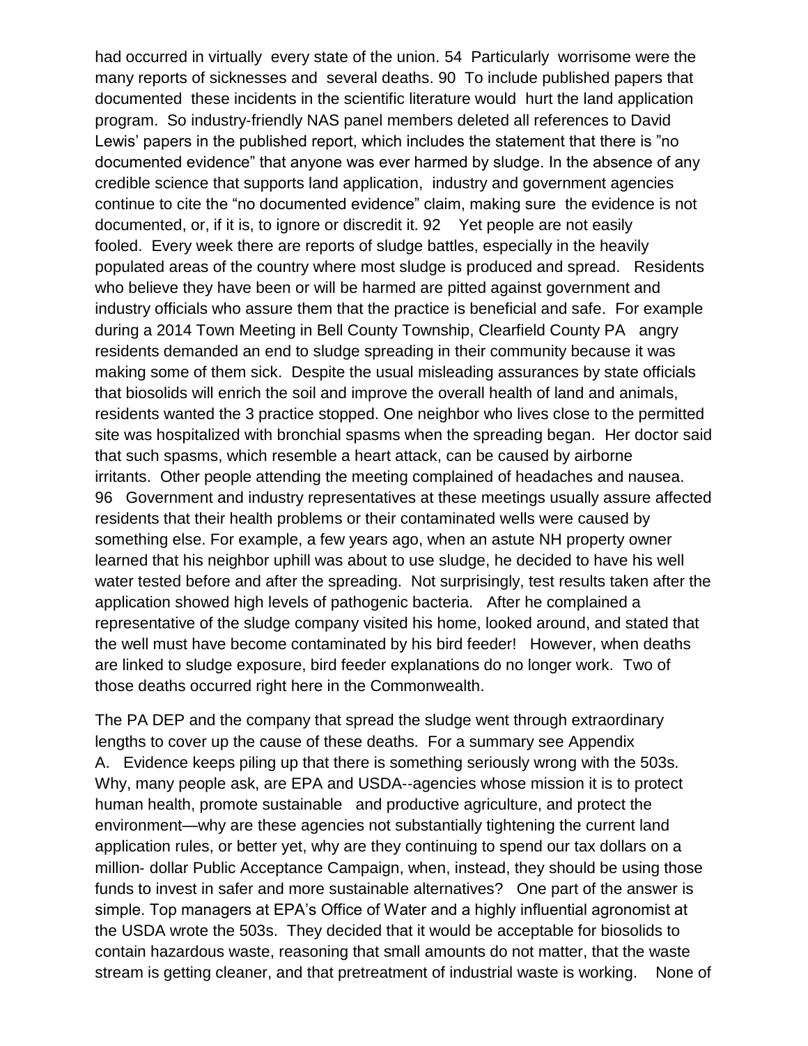had occurred in virtually every state of the union. 54 Particularly worrisome were the many reports of sicknesses and several deaths. 90 To include published papers that documented these incidents in the scientific literature would hurt the land application program. So industry-friendly NAS panel members deleted all references to David Lewis' papers in the published report, which includes the statement that there is "no documented evidence" that anyone was ever harmed by sludge. In the absence of any credible science that supports land application, industry and government agencies continue to cite the "no documented evidence" claim, making sure the evidence is not documented, or, if it is, to ignore or discredit it. 92 Yet people are not easily fooled. Every week there are reports of sludge battles, especially in the heavily populated areas of the country where most sludge is produced and spread. Residents who believe they have been or will be harmed are pitted against government and industry officials who assure them that the practice is beneficial and safe. For example during a 2014 Town Meeting in Bell County Township, Clearfield County PA angry residents demanded an end to sludge spreading in their community because it was making some of them sick. Despite the usual misleading assurances by state officials that biosolids will enrich the soil and improve the overall health of land and animals, residents wanted the 3 practice stopped. One neighbor who lives close to the permitted site was hospitalized with bronchial spasms when the spreading began. Her doctor said that such spasms, which resemble a heart attack, can be caused by airborne irritants. Other people attending the meeting complained of headaches and nausea. 96 Government and industry representatives at these meetings usually assure affected residents that their health problems or their contaminated wells were caused by something else. For example, a few years ago, when an astute NH property owner learned that his neighbor uphill was about to use sludge, he decided to have his well water tested before and after the spreading. Not surprisingly, test results taken after the application showed high levels of pathogenic bacteria. After he complained a representative of the sludge company visited his home, looked around, and stated that the well must have become contaminated by his bird feeder! However, when deaths are linked to sludge exposure, bird feeder explanations do no longer work. Two of those deaths occurred right here in the Commonwealth.

The PA DEP and the company that spread the sludge went through extraordinary lengths to cover up the cause of these deaths. For a summary see Appendix A. Evidence keeps piling up that there is something seriously wrong with the 503s. Why, many people ask, are EPA and USDA--agencies whose mission it is to protect human health, promote sustainable and productive agriculture, and protect the environment—why are these agencies not substantially tightening the current land application rules, or better yet, why are they continuing to spend our tax dollars on a million- dollar Public Acceptance Campaign, when, instead, they should be using those funds to invest in safer and more sustainable alternatives? One part of the answer is simple. Top managers at EPA's Office of Water and a highly influential agronomist at the USDA wrote the 503s. They decided that it would be acceptable for biosolids to contain hazardous waste, reasoning that small amounts do not matter, that the waste stream is getting cleaner, and that pretreatment of industrial waste is working. None of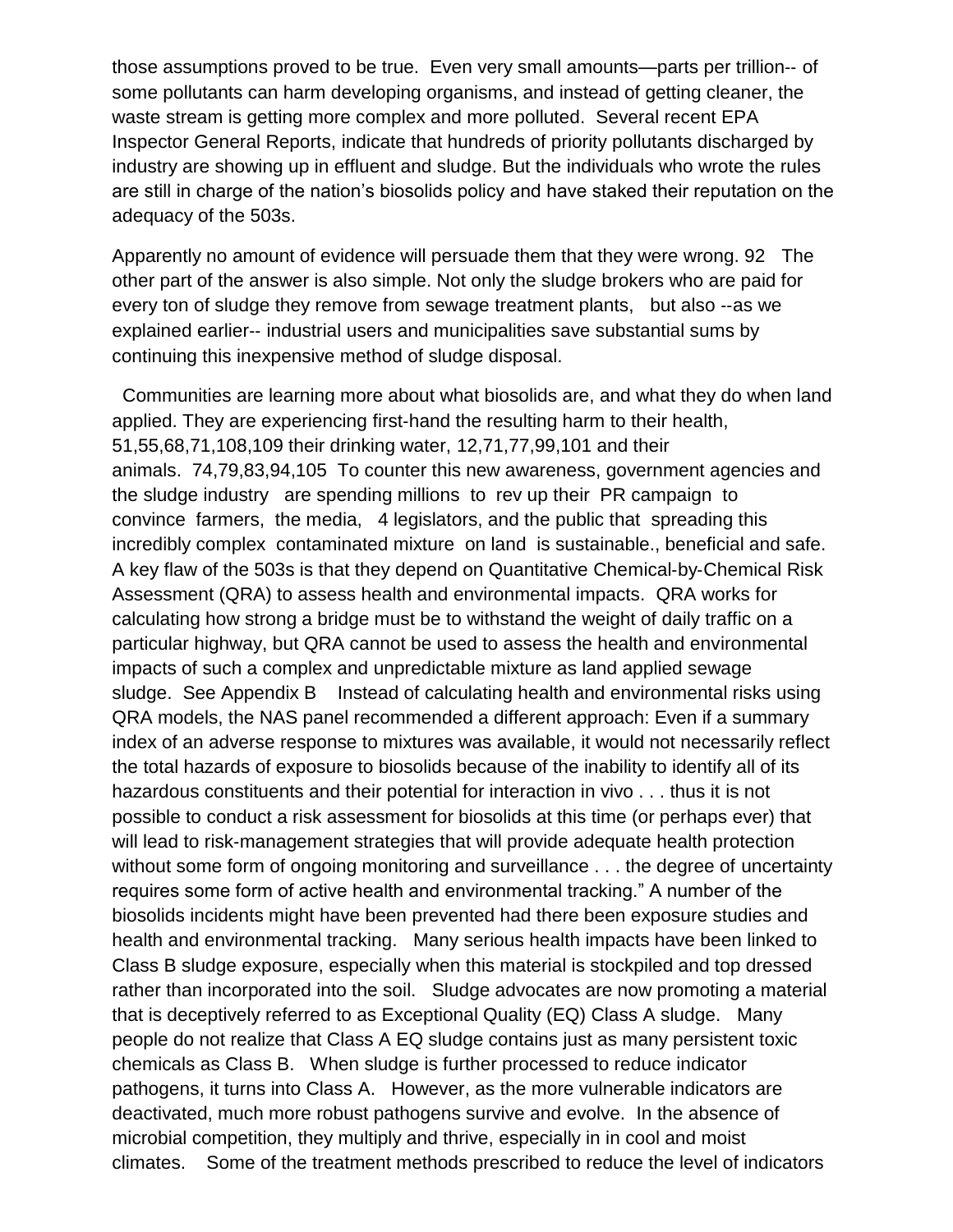those assumptions proved to be true. Even very small amounts—parts per trillion-- of some pollutants can harm developing organisms, and instead of getting cleaner, the waste stream is getting more complex and more polluted. Several recent EPA Inspector General Reports, indicate that hundreds of priority pollutants discharged by industry are showing up in effluent and sludge. But the individuals who wrote the rules are still in charge of the nation's biosolids policy and have staked their reputation on the adequacy of the 503s.

Apparently no amount of evidence will persuade them that they were wrong. 92 The other part of the answer is also simple. Not only the sludge brokers who are paid for every ton of sludge they remove from sewage treatment plants, but also --as we explained earlier-- industrial users and municipalities save substantial sums by continuing this inexpensive method of sludge disposal.

Communities are learning more about what biosolids are, and what they do when land applied. They are experiencing first-hand the resulting harm to their health, 51,55,68,71,108,109 their drinking water, 12,71,77,99,101 and their animals. 74,79,83,94,105 To counter this new awareness, government agencies and the sludge industry are spending millions to rev up their PR campaign to convince farmers, the media, 4 legislators, and the public that spreading this incredibly complex contaminated mixture on land is sustainable., beneficial and safe. A key flaw of the 503s is that they depend on Quantitative Chemical-by-Chemical Risk Assessment (QRA) to assess health and environmental impacts. QRA works for calculating how strong a bridge must be to withstand the weight of daily traffic on a particular highway, but QRA cannot be used to assess the health and environmental impacts of such a complex and unpredictable mixture as land applied sewage sludge. See Appendix B Instead of calculating health and environmental risks using QRA models, the NAS panel recommended a different approach: Even if a summary index of an adverse response to mixtures was available, it would not necessarily reflect the total hazards of exposure to biosolids because of the inability to identify all of its hazardous constituents and their potential for interaction in vivo . . . thus it is not possible to conduct a risk assessment for biosolids at this time (or perhaps ever) that will lead to risk-management strategies that will provide adequate health protection without some form of ongoing monitoring and surveillance . . . the degree of uncertainty requires some form of active health and environmental tracking." A number of the biosolids incidents might have been prevented had there been exposure studies and health and environmental tracking. Many serious health impacts have been linked to Class B sludge exposure, especially when this material is stockpiled and top dressed rather than incorporated into the soil. Sludge advocates are now promoting a material that is deceptively referred to as Exceptional Quality (EQ) Class A sludge. Many people do not realize that Class A EQ sludge contains just as many persistent toxic chemicals as Class B. When sludge is further processed to reduce indicator pathogens, it turns into Class A. However, as the more vulnerable indicators are deactivated, much more robust pathogens survive and evolve. In the absence of microbial competition, they multiply and thrive, especially in in cool and moist climates. Some of the treatment methods prescribed to reduce the level of indicators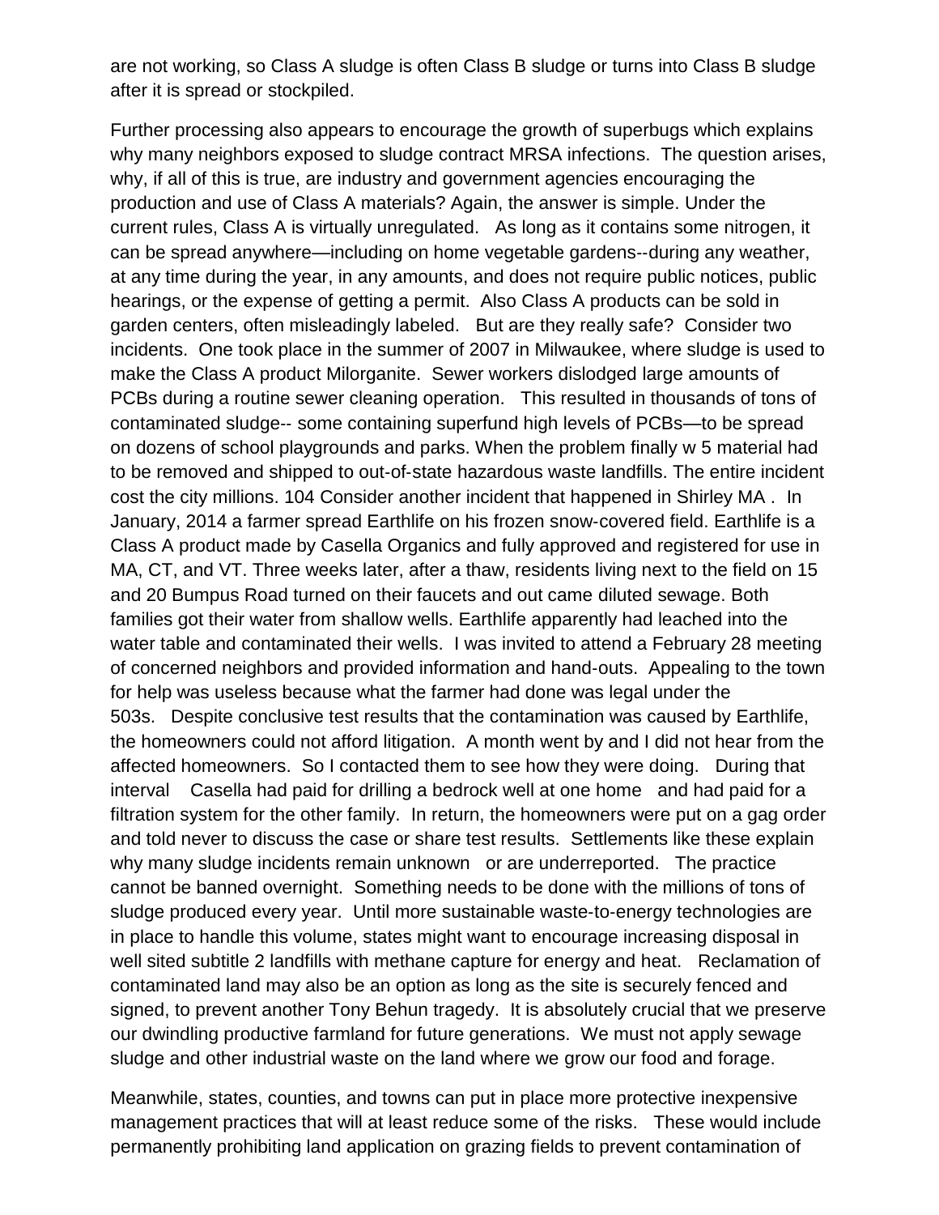are not working, so Class A sludge is often Class B sludge or turns into Class B sludge after it is spread or stockpiled.

Further processing also appears to encourage the growth of superbugs which explains why many neighbors exposed to sludge contract MRSA infections. The question arises, why, if all of this is true, are industry and government agencies encouraging the production and use of Class A materials? Again, the answer is simple. Under the current rules, Class A is virtually unregulated. As long as it contains some nitrogen, it can be spread anywhere—including on home vegetable gardens--during any weather, at any time during the year, in any amounts, and does not require public notices, public hearings, or the expense of getting a permit. Also Class A products can be sold in garden centers, often misleadingly labeled. But are they really safe? Consider two incidents. One took place in the summer of 2007 in Milwaukee, where sludge is used to make the Class A product Milorganite. Sewer workers dislodged large amounts of PCBs during a routine sewer cleaning operation. This resulted in thousands of tons of contaminated sludge-- some containing superfund high levels of PCBs—to be spread on dozens of school playgrounds and parks. When the problem finally w 5 material had to be removed and shipped to out-of-state hazardous waste landfills. The entire incident cost the city millions. 104 Consider another incident that happened in Shirley MA . In January, 2014 a farmer spread Earthlife on his frozen snow-covered field. Earthlife is a Class A product made by Casella Organics and fully approved and registered for use in MA, CT, and VT. Three weeks later, after a thaw, residents living next to the field on 15 and 20 Bumpus Road turned on their faucets and out came diluted sewage. Both families got their water from shallow wells. Earthlife apparently had leached into the water table and contaminated their wells. I was invited to attend a February 28 meeting of concerned neighbors and provided information and hand-outs. Appealing to the town for help was useless because what the farmer had done was legal under the 503s. Despite conclusive test results that the contamination was caused by Earthlife, the homeowners could not afford litigation. A month went by and I did not hear from the affected homeowners. So I contacted them to see how they were doing. During that interval Casella had paid for drilling a bedrock well at one home and had paid for a filtration system for the other family. In return, the homeowners were put on a gag order and told never to discuss the case or share test results. Settlements like these explain why many sludge incidents remain unknown or are underreported. The practice cannot be banned overnight. Something needs to be done with the millions of tons of sludge produced every year. Until more sustainable waste-to-energy technologies are in place to handle this volume, states might want to encourage increasing disposal in well sited subtitle 2 landfills with methane capture for energy and heat. Reclamation of contaminated land may also be an option as long as the site is securely fenced and signed, to prevent another Tony Behun tragedy. It is absolutely crucial that we preserve our dwindling productive farmland for future generations. We must not apply sewage sludge and other industrial waste on the land where we grow our food and forage.

Meanwhile, states, counties, and towns can put in place more protective inexpensive management practices that will at least reduce some of the risks. These would include permanently prohibiting land application on grazing fields to prevent contamination of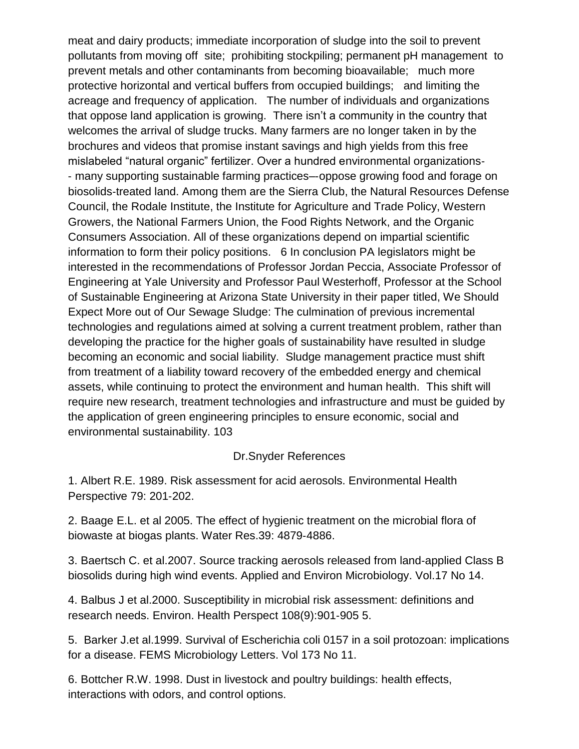meat and dairy products; immediate incorporation of sludge into the soil to prevent pollutants from moving off site; prohibiting stockpiling; permanent pH management to prevent metals and other contaminants from becoming bioavailable; much more protective horizontal and vertical buffers from occupied buildings; and limiting the acreage and frequency of application. The number of individuals and organizations that oppose land application is growing. There isn't a community in the country that welcomes the arrival of sludge trucks. Many farmers are no longer taken in by the brochures and videos that promise instant savings and high yields from this free mislabeled "natural organic" fertilizer. Over a hundred environmental organizations-- many supporting sustainable farming practices—oppose growing food and forage on biosolids-treated land. Among them are the Sierra Club, the Natural Resources Defense Council, the Rodale Institute, the Institute for Agriculture and Trade Policy, Western Growers, the National Farmers Union, the Food Rights Network, and the Organic Consumers Association. All of these organizations depend on impartial scientific information to form their policy positions. 6 In conclusion PA legislators might be interested in the recommendations of Professor Jordan Peccia, Associate Professor of Engineering at Yale University and Professor Paul Westerhoff, Professor at the School of Sustainable Engineering at Arizona State University in their paper titled, We Should Expect More out of Our Sewage Sludge: The culmination of previous incremental technologies and regulations aimed at solving a current treatment problem, rather than developing the practice for the higher goals of sustainability have resulted in sludge becoming an economic and social liability. Sludge management practice must shift from treatment of a liability toward recovery of the embedded energy and chemical assets, while continuing to protect the environment and human health. This shift will require new research, treatment technologies and infrastructure and must be guided by the application of green engineering principles to ensure economic, social and environmental sustainability. 103

## Dr.Snyder References

1. Albert R.E. 1989. Risk assessment for acid aerosols. Environmental Health Perspective 79: 201-202.

2. Baage E.L. et al 2005. The effect of hygienic treatment on the microbial flora of biowaste at biogas plants. Water Res.39: 4879-4886.

3. Baertsch C. et al.2007. Source tracking aerosols released from land-applied Class B biosolids during high wind events. Applied and Environ Microbiology. Vol.17 No 14.

4. Balbus J et al.2000. Susceptibility in microbial risk assessment: definitions and research needs. Environ. Health Perspect 108(9):901-905 5.

5. Barker J.et al.1999. Survival of Escherichia coli 0157 in a soil protozoan: implications for a disease. FEMS Microbiology Letters. Vol 173 No 11.

6. Bottcher R.W. 1998. Dust in livestock and poultry buildings: health effects, interactions with odors, and control options.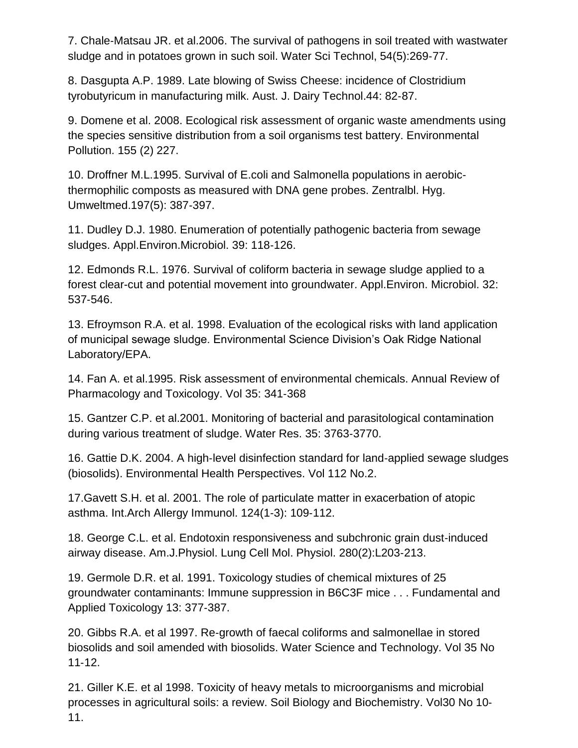7. Chale-Matsau JR. et al.2006. The survival of pathogens in soil treated with wastwater sludge and in potatoes grown in such soil. Water Sci Technol, 54(5):269-77.

8. Dasgupta A.P. 1989. Late blowing of Swiss Cheese: incidence of Clostridium tyrobutyricum in manufacturing milk. Aust. J. Dairy Technol.44: 82-87.

9. Domene et al. 2008. Ecological risk assessment of organic waste amendments using the species sensitive distribution from a soil organisms test battery. Environmental Pollution. 155 (2) 227.

10. Droffner M.L.1995. Survival of E.coli and Salmonella populations in aerobic-thermophilic composts as measured with DNA gene probes. Zentralbl. Hyg. Umweltmed.197(5): 387-397.

11. Dudley D.J. 1980. Enumeration of potentially pathogenic bacteria from sewage sludges. Appl.Environ.Microbiol. 39: 118-126.

12. Edmonds R.L. 1976. Survival of coliform bacteria in sewage sludge applied to a forest clear-cut and potential movement into groundwater. Appl.Environ. Microbiol. 32: 537-546.

13. Efroymson R.A. et al. 1998. Evaluation of the ecological risks with land application of municipal sewage sludge. Environmental Science Division's Oak Ridge National Laboratory/EPA.

14. Fan A. et al.1995. Risk assessment of environmental chemicals. Annual Review of Pharmacology and Toxicology. Vol 35: 341-368

15. Gantzer C.P. et al.2001. Monitoring of bacterial and parasitological contamination during various treatment of sludge. Water Res. 35: 3763-3770.

16. Gattie D.K. 2004. A high-level disinfection standard for land-applied sewage sludges (biosolids). Environmental Health Perspectives. Vol 112 No.2.

17.Gavett S.H. et al. 2001. The role of particulate matter in exacerbation of atopic asthma. Int.Arch Allergy Immunol. 124(1-3): 109-112.

18. George C.L. et al. Endotoxin responsiveness and subchronic grain dust-induced airway disease. Am.J.Physiol. Lung Cell Mol. Physiol. 280(2):L203-213.

19. Germole D.R. et al. 1991. Toxicology studies of chemical mixtures of 25 groundwater contaminants: Immune suppression in B6C3F mice . . . Fundamental and Applied Toxicology 13: 377-387.

20. Gibbs R.A. et al 1997. Re-growth of faecal coliforms and salmonellae in stored biosolids and soil amended with biosolids. Water Science and Technology. Vol 35 No 11-12.

21. Giller K.E. et al 1998. Toxicity of heavy metals to microorganisms and microbial processes in agricultural soils: a review. Soil Biology and Biochemistry. Vol30 No 10-11.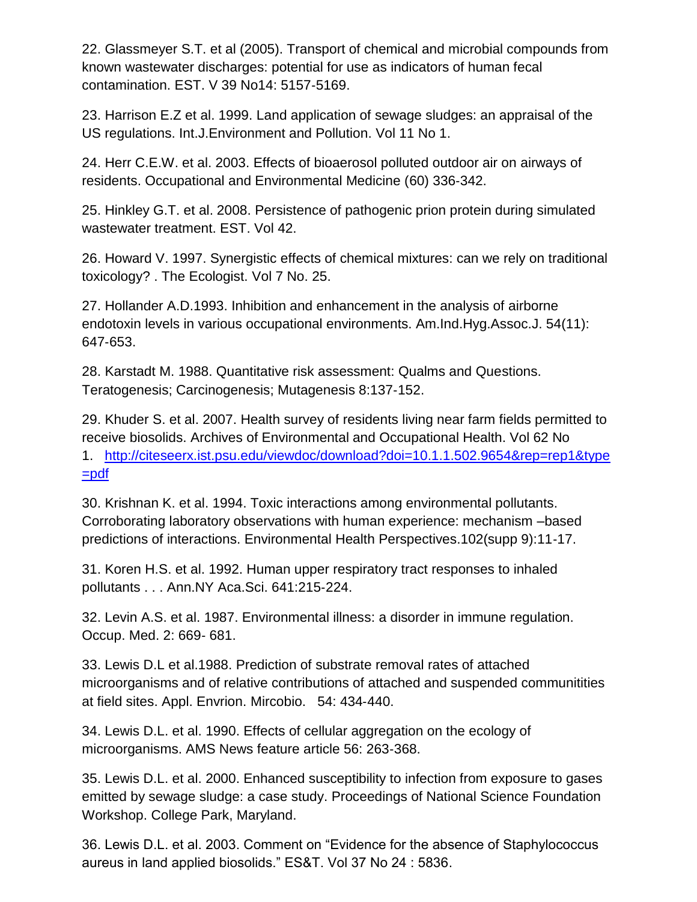22. Glassmeyer S.T. et al (2005). Transport of chemical and microbial compounds from known wastewater discharges: potential for use as indicators of human fecal contamination. EST. V 39 No14: 5157-5169.

23. Harrison E.Z et al. 1999. Land application of sewage sludges: an appraisal of the US regulations. Int.J.Environment and Pollution. Vol 11 No 1.

24. Herr C.E.W. et al. 2003. Effects of bioaerosol polluted outdoor air on airways of residents. Occupational and Environmental Medicine (60) 336-342.

25. Hinkley G.T. et al. 2008. Persistence of pathogenic prion protein during simulated wastewater treatment. EST. Vol 42.

26. Howard V. 1997. Synergistic effects of chemical mixtures: can we rely on traditional toxicology? . The Ecologist. Vol 7 No. 25.

27. Hollander A.D.1993. Inhibition and enhancement in the analysis of airborne endotoxin levels in various occupational environments. Am.Ind.Hyg.Assoc.J. 54(11): 647-653.

28. Karstadt M. 1988. Quantitative risk assessment: Qualms and Questions. Teratogenesis; Carcinogenesis; Mutagenesis 8:137-152.

29. Khuder S. et al. 2007. Health survey of residents living near farm fields permitted to receive biosolids. Archives of Environmental and Occupational Health. Vol 62 No 1. [http://citeseerx.ist.psu.edu/viewdoc/download?doi=10.1.1.502.9654&rep=rep1&type=pdf](http://citeseerx.ist.psu.edu/viewdoc/download?doi=10.1.1.502.9654&rep=rep1&type=pdf)

30. Krishnan K. et al. 1994. Toxic interactions among environmental pollutants. Corroborating laboratory observations with human experience: mechanism –based predictions of interactions. Environmental Health Perspectives.102(supp 9):11-17.

31. Koren H.S. et al. 1992. Human upper respiratory tract responses to inhaled pollutants . . . Ann.NY Aca.Sci. 641:215-224.

32. Levin A.S. et al. 1987. Environmental illness: a disorder in immune regulation. Occup. Med. 2: 669- 681.

33. Lewis D.L et al.1988. Prediction of substrate removal rates of attached microorganisms and of relative contributions of attached and suspended communitities at field sites. Appl. Envrion. Mircobio. 54: 434-440.

34. Lewis D.L. et al. 1990. Effects of cellular aggregation on the ecology of microorganisms. AMS News feature article 56: 263-368.

35. Lewis D.L. et al. 2000. Enhanced susceptibility to infection from exposure to gases emitted by sewage sludge: a case study. Proceedings of National Science Foundation Workshop. College Park, Maryland.

36. Lewis D.L. et al. 2003. Comment on "Evidence for the absence of Staphylococcus aureus in land applied biosolids." ES&T. Vol 37 No 24 : 5836.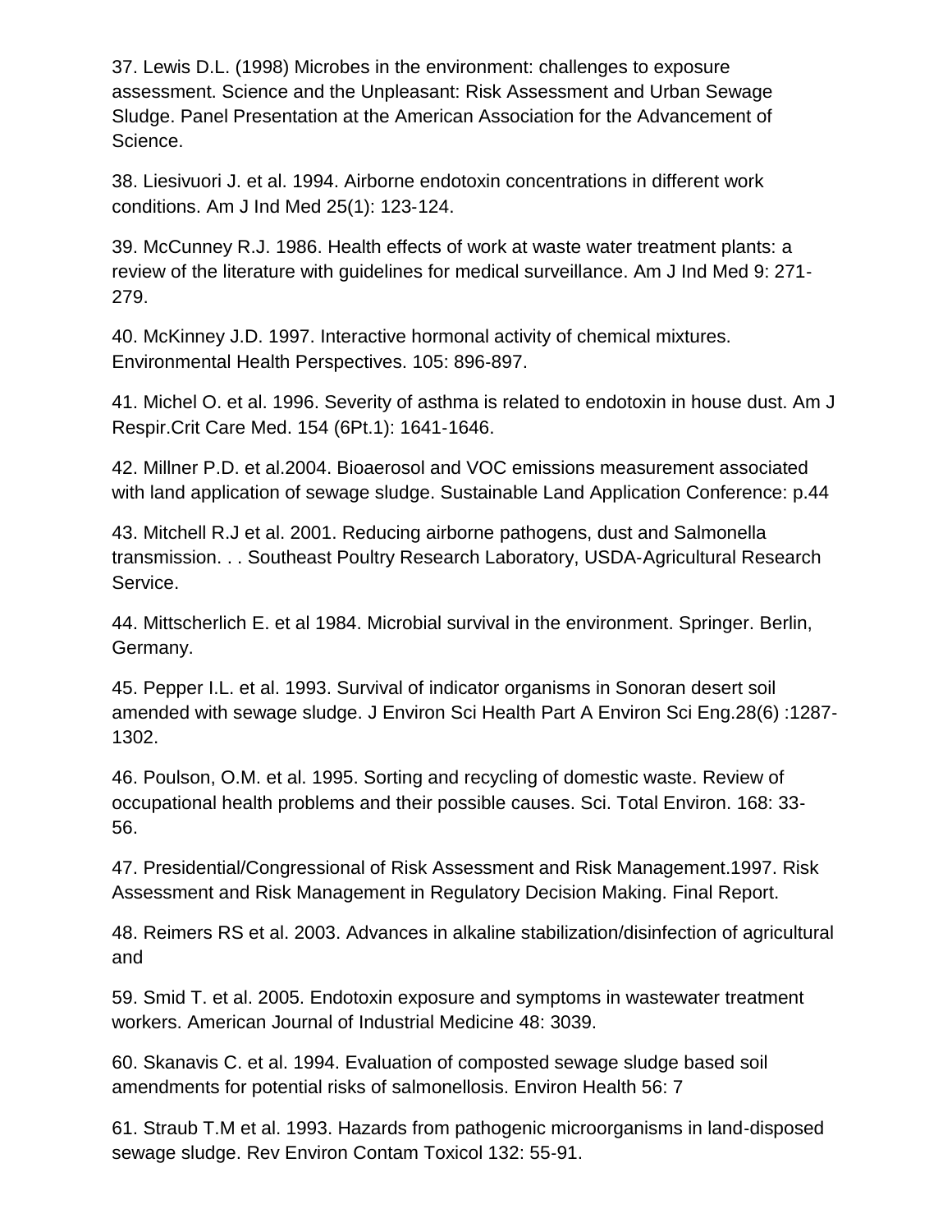37. Lewis D.L. (1998) Microbes in the environment: challenges to exposure assessment. Science and the Unpleasant: Risk Assessment and Urban Sewage Sludge. Panel Presentation at the American Association for the Advancement of Science.

38. Liesivuori J. et al. 1994. Airborne endotoxin concentrations in different work conditions. Am J Ind Med 25(1): 123-124.

39. McCunney R.J. 1986. Health effects of work at waste water treatment plants: a review of the literature with guidelines for medical surveillance. Am J Ind Med 9: 271-279.

40. McKinney J.D. 1997. Interactive hormonal activity of chemical mixtures. Environmental Health Perspectives. 105: 896-897.

41. Michel O. et al. 1996. Severity of asthma is related to endotoxin in house dust. Am J Respir.Crit Care Med. 154 (6Pt.1): 1641-1646.

42. Millner P.D. et al.2004. Bioaerosol and VOC emissions measurement associated with land application of sewage sludge. Sustainable Land Application Conference: p.44

43. Mitchell R.J et al. 2001. Reducing airborne pathogens, dust and Salmonella transmission. . . Southeast Poultry Research Laboratory, USDA-Agricultural Research Service.

44. Mittscherlich E. et al 1984. Microbial survival in the environment. Springer. Berlin, Germany.

45. Pepper I.L. et al. 1993. Survival of indicator organisms in Sonoran desert soil amended with sewage sludge. J Environ Sci Health Part A Environ Sci Eng.28(6) :1287-1302.

46. Poulson, O.M. et al. 1995. Sorting and recycling of domestic waste. Review of occupational health problems and their possible causes. Sci. Total Environ. 168: 33-56.

47. Presidential/Congressional of Risk Assessment and Risk Management.1997. Risk Assessment and Risk Management in Regulatory Decision Making. Final Report.

48. Reimers RS et al. 2003. Advances in alkaline stabilization/disinfection of agricultural and

59. Smid T. et al. 2005. Endotoxin exposure and symptoms in wastewater treatment workers. American Journal of Industrial Medicine 48: 3039.

60. Skanavis C. et al. 1994. Evaluation of composted sewage sludge based soil amendments for potential risks of salmonellosis. Environ Health 56: 7

61. Straub T.M et al. 1993. Hazards from pathogenic microorganisms in land-disposed sewage sludge. Rev Environ Contam Toxicol 132: 55-91.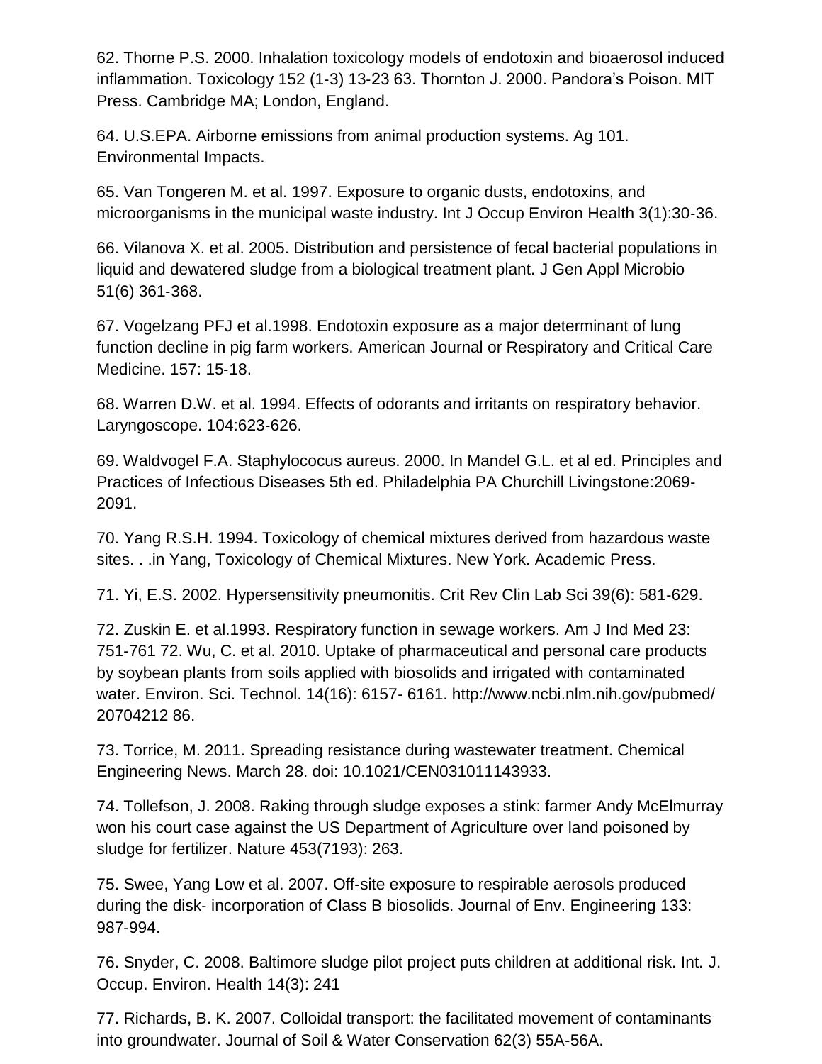62. Thorne P.S. 2000. Inhalation toxicology models of endotoxin and bioaerosol induced inflammation. Toxicology 152 (1-3) 13-23 63. Thornton J. 2000. Pandora's Poison. MIT Press. Cambridge MA; London, England.

64. U.S.EPA. Airborne emissions from animal production systems. Ag 101. Environmental Impacts.

65. Van Tongeren M. et al. 1997. Exposure to organic dusts, endotoxins, and microorganisms in the municipal waste industry. Int J Occup Environ Health 3(1):30-36.

66. Vilanova X. et al. 2005. Distribution and persistence of fecal bacterial populations in liquid and dewatered sludge from a biological treatment plant. J Gen Appl Microbio 51(6) 361-368.

67. Vogelzang PFJ et al.1998. Endotoxin exposure as a major determinant of lung function decline in pig farm workers. American Journal or Respiratory and Critical Care Medicine. 157: 15-18.

68. Warren D.W. et al. 1994. Effects of odorants and irritants on respiratory behavior. Laryngoscope. 104:623-626.

69. Waldvogel F.A. Staphylococus aureus. 2000. In Mandel G.L. et al ed. Principles and Practices of Infectious Diseases 5th ed. Philadelphia PA Churchill Livingstone:2069-2091.

70. Yang R.S.H. 1994. Toxicology of chemical mixtures derived from hazardous waste sites. . .in Yang, Toxicology of Chemical Mixtures. New York. Academic Press.

71. Yi, E.S. 2002. Hypersensitivity pneumonitis. Crit Rev Clin Lab Sci 39(6): 581-629.

72. Zuskin E. et al.1993. Respiratory function in sewage workers. Am J Ind Med 23: 751-761 72. Wu, C. et al. 2010. Uptake of pharmaceutical and personal care products by soybean plants from soils applied with biosolids and irrigated with contaminated water. Environ. Sci. Technol. 14(16): 6157- 6161. http://www.ncbi.nlm.nih.gov/pubmed/20704212 86.

73. Torrice, M. 2011. Spreading resistance during wastewater treatment. Chemical Engineering News. March 28. doi: 10.1021/CEN031011143933.

74. Tollefson, J. 2008. Raking through sludge exposes a stink: farmer Andy McElmurray won his court case against the US Department of Agriculture over land poisoned by sludge for fertilizer. Nature 453(7193): 263.

75. Swee, Yang Low et al. 2007. Off-site exposure to respirable aerosols produced during the disk- incorporation of Class B biosolids. Journal of Env. Engineering 133: 987-994.

76. Snyder, C. 2008. Baltimore sludge pilot project puts children at additional risk. Int. J. Occup. Environ. Health 14(3): 241

77. Richards, B. K. 2007. Colloidal transport: the facilitated movement of contaminants into groundwater. Journal of Soil & Water Conservation 62(3) 55A-56A.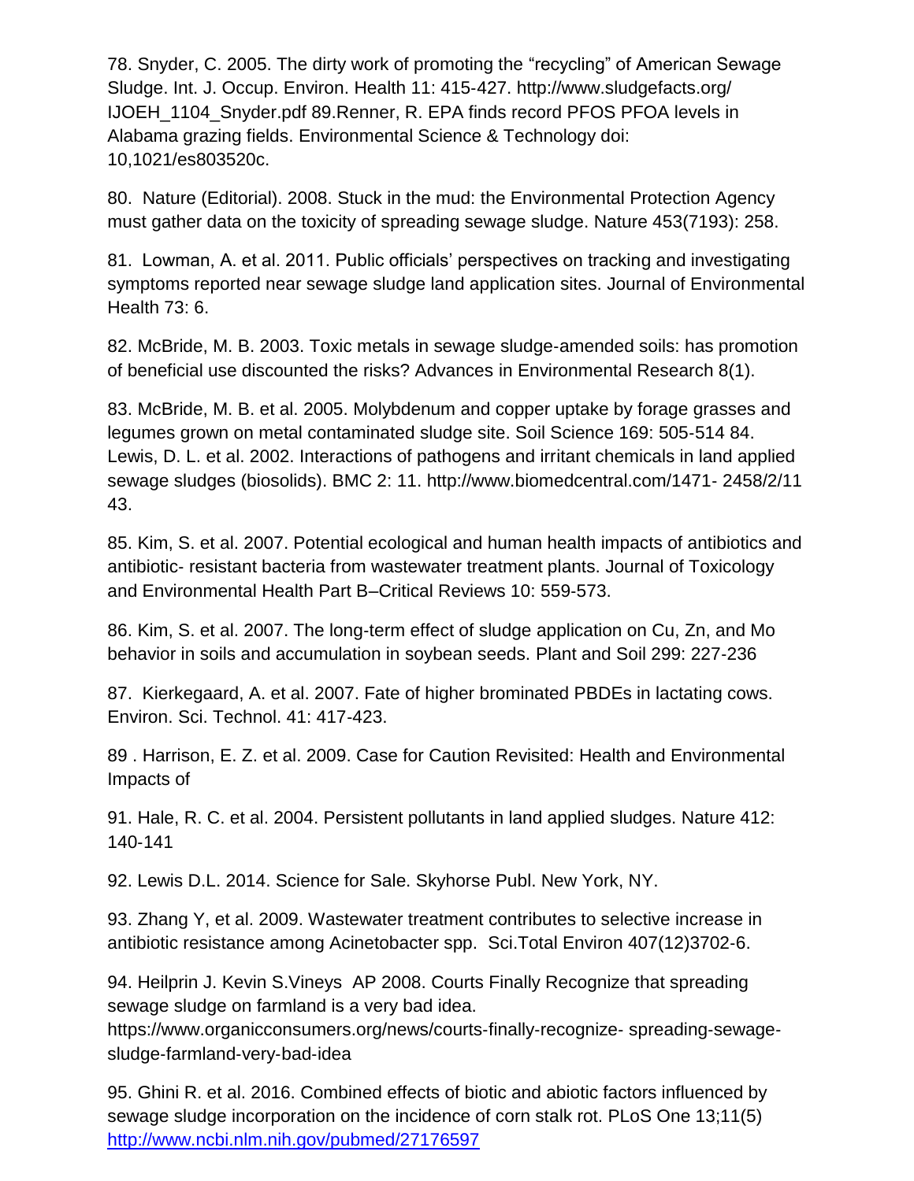78. Snyder, C. 2005. The dirty work of promoting the "recycling" of American Sewage Sludge. Int. J. Occup. Environ. Health 11: 415-427. http://www.sludgefacts.org/ IJOEH_1104_Snyder.pdf 89.Renner, R. EPA finds record PFOS PFOA levels in Alabama grazing fields. Environmental Science & Technology doi: 10,1021/es803520c.

80. Nature (Editorial). 2008. Stuck in the mud: the Environmental Protection Agency must gather data on the toxicity of spreading sewage sludge. Nature 453(7193): 258.

81. Lowman, A. et al. 2011. Public officials' perspectives on tracking and investigating symptoms reported near sewage sludge land application sites. Journal of Environmental Health 73: 6.

82. McBride, M. B. 2003. Toxic metals in sewage sludge-amended soils: has promotion of beneficial use discounted the risks? Advances in Environmental Research 8(1).

83. McBride, M. B. et al. 2005. Molybdenum and copper uptake by forage grasses and legumes grown on metal contaminated sludge site. Soil Science 169: 505-514 84. Lewis, D. L. et al. 2002. Interactions of pathogens and irritant chemicals in land applied sewage sludges (biosolids). BMC 2: 11. http://www.biomedcentral.com/1471- 2458/2/11 43.

85. Kim, S. et al. 2007. Potential ecological and human health impacts of antibiotics and antibiotic- resistant bacteria from wastewater treatment plants. Journal of Toxicology and Environmental Health Part B–Critical Reviews 10: 559-573.

86. Kim, S. et al. 2007. The long-term effect of sludge application on Cu, Zn, and Mo behavior in soils and accumulation in soybean seeds. Plant and Soil 299: 227-236

87. Kierkegaard, A. et al. 2007. Fate of higher brominated PBDEs in lactating cows. Environ. Sci. Technol. 41: 417-423.

89 . Harrison, E. Z. et al. 2009. Case for Caution Revisited: Health and Environmental Impacts of

91. Hale, R. C. et al. 2004. Persistent pollutants in land applied sludges. Nature 412: 140-141

92. Lewis D.L. 2014. Science for Sale. Skyhorse Publ. New York, NY.

93. Zhang Y, et al. 2009. Wastewater treatment contributes to selective increase in antibiotic resistance among Acinetobacter spp. Sci.Total Environ 407(12)3702-6.

94. Heilprin J. Kevin S.Vineys AP 2008. Courts Finally Recognize that spreading sewage sludge on farmland is a very bad idea. https://www.organicconsumers.org/news/courts-finally-recognize- spreading-sewage-sludge-farmland-very-bad-idea

95. Ghini R. et al. 2016. Combined effects of biotic and abiotic factors influenced by sewage sludge incorporation on the incidence of corn stalk rot. PLoS One 13;11(5) http://www.ncbi.nlm.nih.gov/pubmed/27176597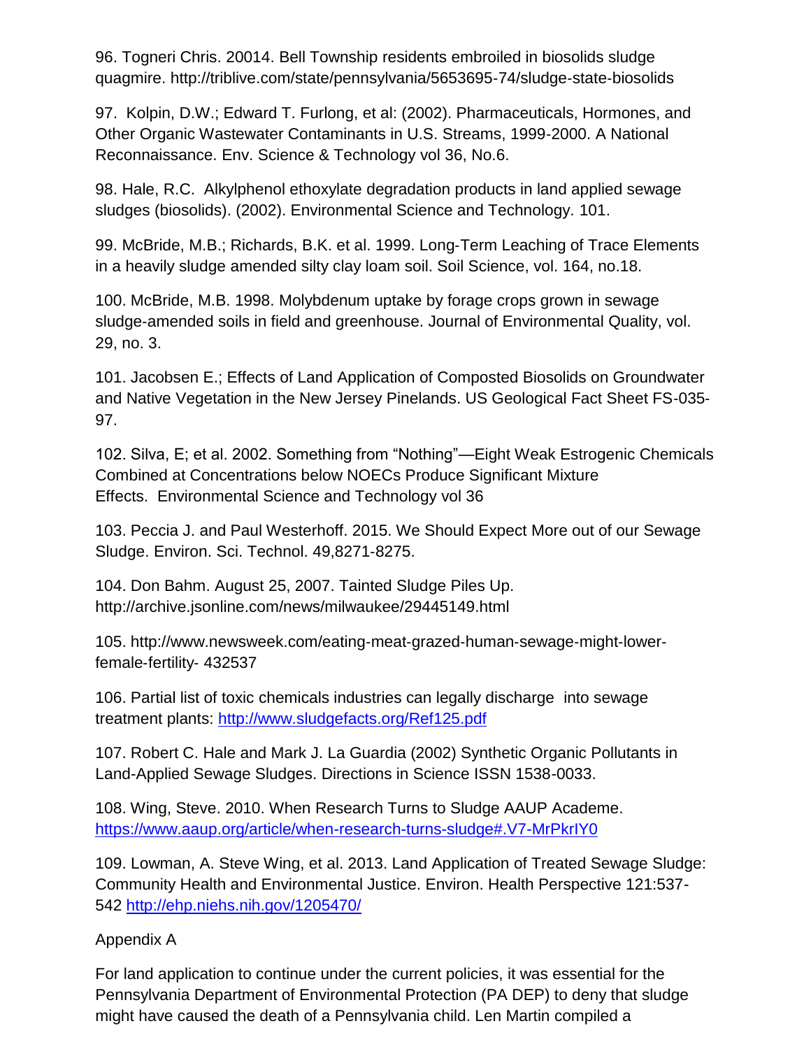96. Togneri Chris. 20014. Bell Township residents embroiled in biosolids sludge quagmire. http://triblive.com/state/pennsylvania/5653695-74/sludge-state-biosolids

97. Kolpin, D.W.; Edward T. Furlong, et al: (2002). Pharmaceuticals, Hormones, and Other Organic Wastewater Contaminants in U.S. Streams, 1999-2000. A National Reconnaissance. Env. Science & Technology vol 36, No.6.

98. Hale, R.C. Alkylphenol ethoxylate degradation products in land applied sewage sludges (biosolids). (2002). Environmental Science and Technology. 101.

99. McBride, M.B.; Richards, B.K. et al. 1999. Long-Term Leaching of Trace Elements in a heavily sludge amended silty clay loam soil. Soil Science, vol. 164, no.18.

100. McBride, M.B. 1998. Molybdenum uptake by forage crops grown in sewage sludge-amended soils in field and greenhouse. Journal of Environmental Quality, vol. 29, no. 3.

101. Jacobsen E.; Effects of Land Application of Composted Biosolids on Groundwater and Native Vegetation in the New Jersey Pinelands. US Geological Fact Sheet FS-035-97.

102. Silva, E; et al. 2002. Something from "Nothing"—Eight Weak Estrogenic Chemicals Combined at Concentrations below NOECs Produce Significant Mixture Effects. Environmental Science and Technology vol 36

103. Peccia J. and Paul Westerhoff. 2015. We Should Expect More out of our Sewage Sludge. Environ. Sci. Technol. 49,8271-8275.

104. Don Bahm. August 25, 2007. Tainted Sludge Piles Up. http://archive.jsonline.com/news/milwaukee/29445149.html

105. http://www.newsweek.com/eating-meat-grazed-human-sewage-might-lower-female-fertility- 432537

106. Partial list of toxic chemicals industries can legally discharge into sewage treatment plants: http://www.sludgefacts.org/Ref125.pdf

107. Robert C. Hale and Mark J. La Guardia (2002) Synthetic Organic Pollutants in Land-Applied Sewage Sludges. Directions in Science ISSN 1538-0033.

108. Wing, Steve. 2010. When Research Turns to Sludge AAUP Academe. https://www.aaup.org/article/when-research-turns-sludge#.V7-MrPkrIY0

109. Lowman, A. Steve Wing, et al. 2013. Land Application of Treated Sewage Sludge: Community Health and Environmental Justice. Environ. Health Perspective 121:537-542 http://ehp.niehs.nih.gov/1205470/

## Appendix A

For land application to continue under the current policies, it was essential for the Pennsylvania Department of Environmental Protection (PA DEP) to deny that sludge might have caused the death of a Pennsylvania child. Len Martin compiled a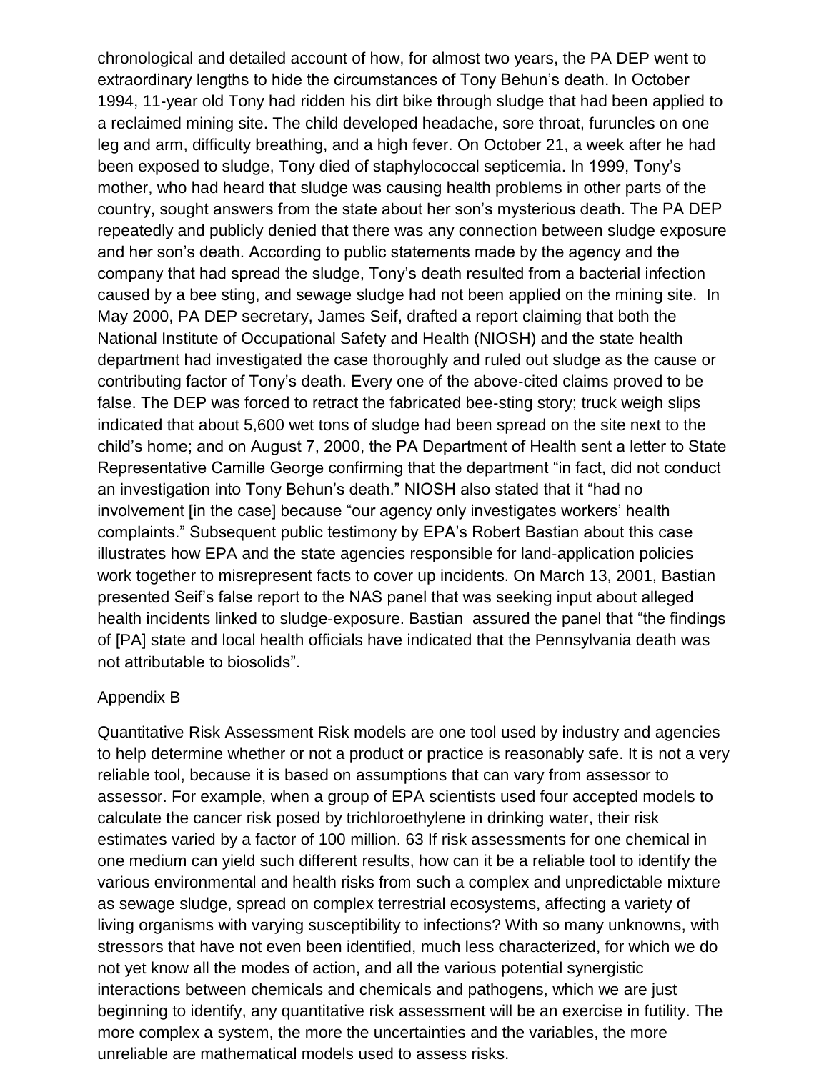chronological and detailed account of how, for almost two years, the PA DEP went to extraordinary lengths to hide the circumstances of Tony Behun's death. In October 1994, 11-year old Tony had ridden his dirt bike through sludge that had been applied to a reclaimed mining site. The child developed headache, sore throat, furuncles on one leg and arm, difficulty breathing, and a high fever. On October 21, a week after he had been exposed to sludge, Tony died of staphylococcal septicemia. In 1999, Tony's mother, who had heard that sludge was causing health problems in other parts of the country, sought answers from the state about her son's mysterious death. The PA DEP repeatedly and publicly denied that there was any connection between sludge exposure and her son's death. According to public statements made by the agency and the company that had spread the sludge, Tony's death resulted from a bacterial infection caused by a bee sting, and sewage sludge had not been applied on the mining site. In May 2000, PA DEP secretary, James Seif, drafted a report claiming that both the National Institute of Occupational Safety and Health (NIOSH) and the state health department had investigated the case thoroughly and ruled out sludge as the cause or contributing factor of Tony's death. Every one of the above-cited claims proved to be false. The DEP was forced to retract the fabricated bee-sting story; truck weigh slips indicated that about 5,600 wet tons of sludge had been spread on the site next to the child's home; and on August 7, 2000, the PA Department of Health sent a letter to State Representative Camille George confirming that the department "in fact, did not conduct an investigation into Tony Behun's death." NIOSH also stated that it "had no involvement [in the case] because "our agency only investigates workers' health complaints." Subsequent public testimony by EPA's Robert Bastian about this case illustrates how EPA and the state agencies responsible for land-application policies work together to misrepresent facts to cover up incidents. On March 13, 2001, Bastian presented Seif's false report to the NAS panel that was seeking input about alleged health incidents linked to sludge-exposure. Bastian assured the panel that "the findings of [PA] state and local health officials have indicated that the Pennsylvania death was not attributable to biosolids".

## Appendix B

Quantitative Risk Assessment Risk models are one tool used by industry and agencies to help determine whether or not a product or practice is reasonably safe. It is not a very reliable tool, because it is based on assumptions that can vary from assessor to assessor. For example, when a group of EPA scientists used four accepted models to calculate the cancer risk posed by trichloroethylene in drinking water, their risk estimates varied by a factor of 100 million. 63 If risk assessments for one chemical in one medium can yield such different results, how can it be a reliable tool to identify the various environmental and health risks from such a complex and unpredictable mixture as sewage sludge, spread on complex terrestrial ecosystems, affecting a variety of living organisms with varying susceptibility to infections? With so many unknowns, with stressors that have not even been identified, much less characterized, for which we do not yet know all the modes of action, and all the various potential synergistic interactions between chemicals and chemicals and pathogens, which we are just beginning to identify, any quantitative risk assessment will be an exercise in futility. The more complex a system, the more the uncertainties and the variables, the more unreliable are mathematical models used to assess risks.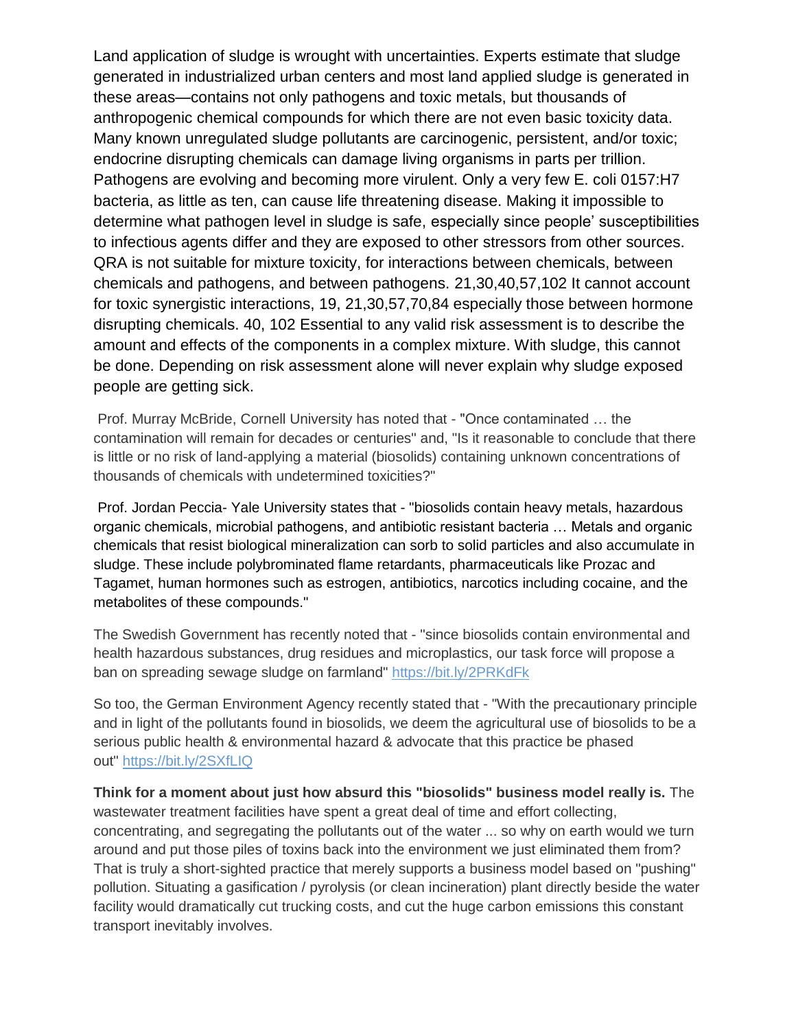Land application of sludge is wrought with uncertainties. Experts estimate that sludge generated in industrialized urban centers and most land applied sludge is generated in these areas—contains not only pathogens and toxic metals, but thousands of anthropogenic chemical compounds for which there are not even basic toxicity data. Many known unregulated sludge pollutants are carcinogenic, persistent, and/or toxic; endocrine disrupting chemicals can damage living organisms in parts per trillion. Pathogens are evolving and becoming more virulent. Only a very few E. coli 0157:H7 bacteria, as little as ten, can cause life threatening disease. Making it impossible to determine what pathogen level in sludge is safe, especially since people' susceptibilities to infectious agents differ and they are exposed to other stressors from other sources. QRA is not suitable for mixture toxicity, for interactions between chemicals, between chemicals and pathogens, and between pathogens. 21,30,40,57,102 It cannot account for toxic synergistic interactions, 19, 21,30,57,70,84 especially those between hormone disrupting chemicals. 40, 102 Essential to any valid risk assessment is to describe the amount and effects of the components in a complex mixture. With sludge, this cannot be done. Depending on risk assessment alone will never explain why sludge exposed people are getting sick.

Prof. Murray McBride, Cornell University has noted that - "Once contaminated … the contamination will remain for decades or centuries" and, "Is it reasonable to conclude that there is little or no risk of land-applying a material (biosolids) containing unknown concentrations of thousands of chemicals with undetermined toxicities?"

Prof. Jordan Peccia- Yale University states that - "biosolids contain heavy metals, hazardous organic chemicals, microbial pathogens, and antibiotic resistant bacteria … Metals and organic chemicals that resist biological mineralization can sorb to solid particles and also accumulate in sludge. These include polybrominated flame retardants, pharmaceuticals like Prozac and Tagamet, human hormones such as estrogen, antibiotics, narcotics including cocaine, and the metabolites of these compounds."

The Swedish Government has recently noted that - "since biosolids contain environmental and health hazardous substances, drug residues and microplastics, our task force will propose a ban on spreading sewage sludge on farmland" https://bit.ly/2PRKdFk

So too, the German Environment Agency recently stated that - "With the precautionary principle and in light of the pollutants found in biosolids, we deem the agricultural use of biosolids to be a serious public health & environmental hazard & advocate that this practice be phased out" https://bit.ly/2SXfLIQ

**Think for a moment about just how absurd this "biosolids" business model really is.** The wastewater treatment facilities have spent a great deal of time and effort collecting, concentrating, and segregating the pollutants out of the water ... so why on earth would we turn around and put those piles of toxins back into the environment we just eliminated them from? That is truly a short-sighted practice that merely supports a business model based on "pushing" pollution. Situating a gasification / pyrolysis (or clean incineration) plant directly beside the water facility would dramatically cut trucking costs, and cut the huge carbon emissions this constant transport inevitably involves.